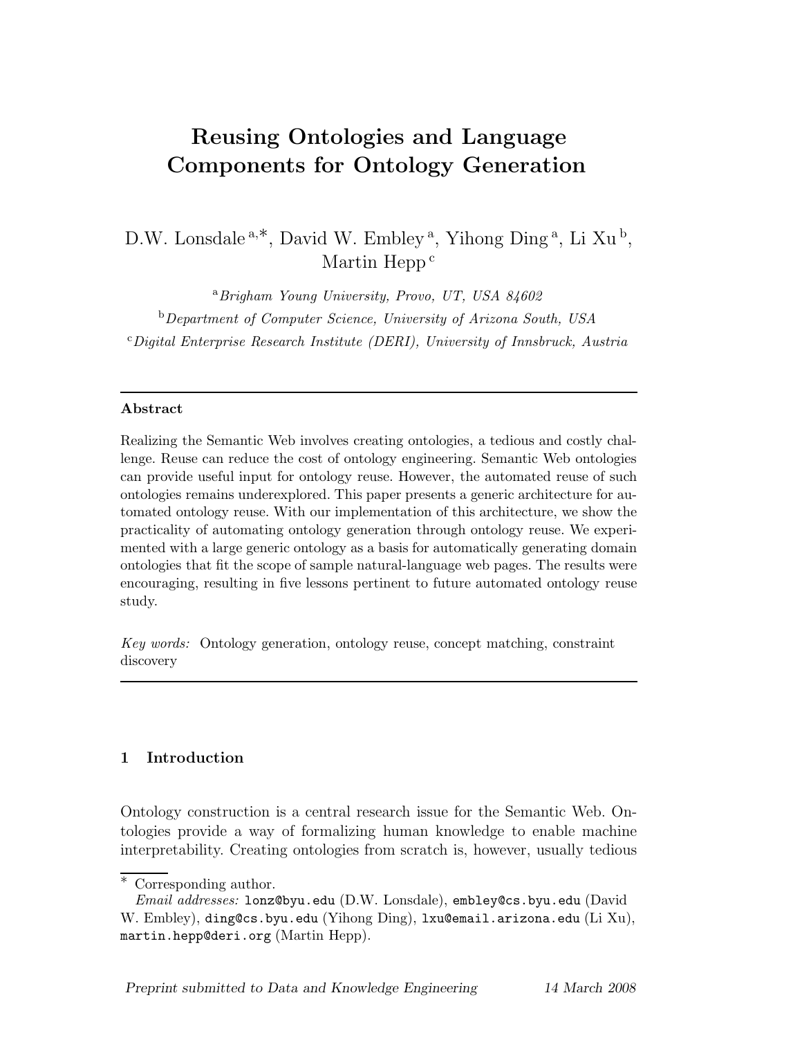# Reusing Ontologies and Language Components for Ontology Generation

D.W. Lonsdale [a,*], David W. Embley [a], Yihong Ding [a], Li Xu [b], Martin Hepp [c]

[a] *Brigham Young University, Provo, UT, USA 84602*

[b] *Department of Computer Science, University of Arizona South, USA*

[c] *Digital Enterprise Research Institute (DERI), University of Innsbruck, Austria*

---

**Abstract**

Realizing the Semantic Web involves creating ontologies, a tedious and costly challenge. Reuse can reduce the cost of ontology engineering. Semantic Web ontologies can provide useful input for ontology reuse. However, the automated reuse of such ontologies remains underexplored. This paper presents a generic architecture for automated ontology reuse. With our implementation of this architecture, we show the practicality of automating ontology generation through ontology reuse. We experimented with a large generic ontology as a basis for automatically generating domain ontologies that fit the scope of sample natural-language web pages. The results were encouraging, resulting in five lessons pertinent to future automated ontology reuse study.

*Key words:* Ontology generation, ontology reuse, concept matching, constraint discovery

---

## 1 Introduction

Ontology construction is a central research issue for the Semantic Web. Ontologies provide a way of formalizing human knowledge to enable machine interpretability. Creating ontologies from scratch is, however, usually tedious

---

[*] Corresponding author.

*Email addresses:* lonz@byu.edu (D.W. Lonsdale), embley@cs.byu.edu (David W. Embley), ding@cs.byu.edu (Yihong Ding), lxu@email.arizona.edu (Li Xu), martin.hepp@deri.org (Martin Hepp).

*Preprint submitted to Data and Knowledge Engineering* *14 March 2008*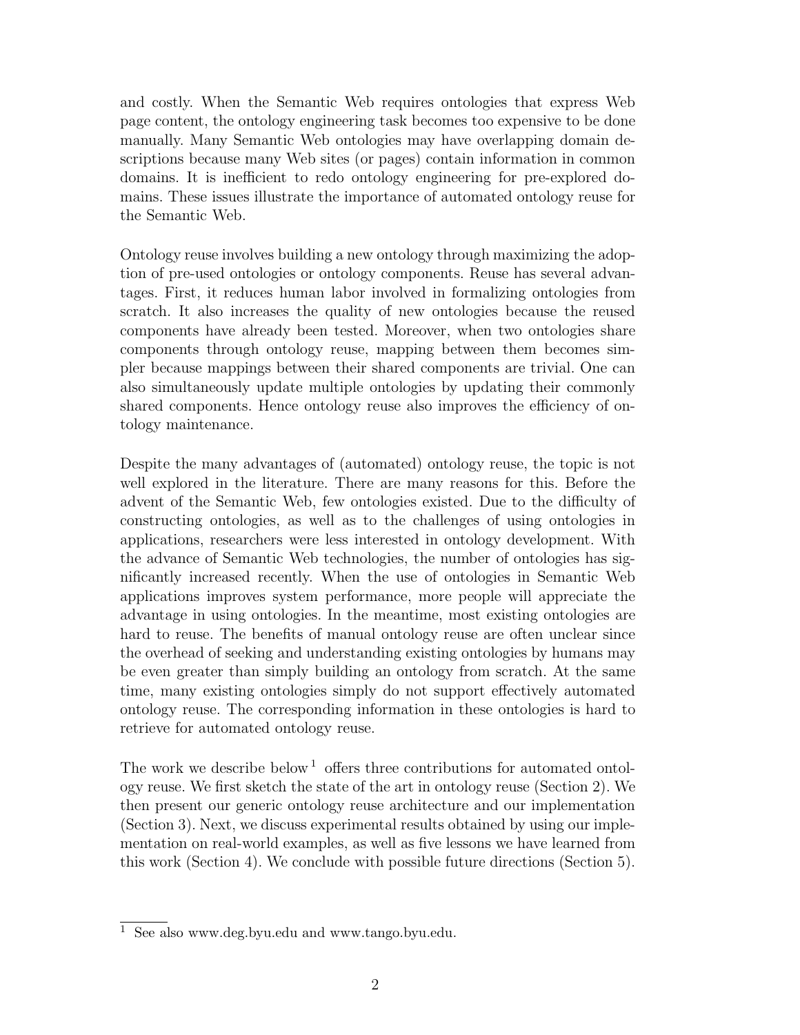and costly. When the Semantic Web requires ontologies that express Web page content, the ontology engineering task becomes too expensive to be done manually. Many Semantic Web ontologies may have overlapping domain descriptions because many Web sites (or pages) contain information in common domains. It is inefficient to redo ontology engineering for pre-explored domains. These issues illustrate the importance of automated ontology reuse for the Semantic Web.

Ontology reuse involves building a new ontology through maximizing the adoption of pre-used ontologies or ontology components. Reuse has several advantages. First, it reduces human labor involved in formalizing ontologies from scratch. It also increases the quality of new ontologies because the reused components have already been tested. Moreover, when two ontologies share components through ontology reuse, mapping between them becomes simpler because mappings between their shared components are trivial. One can also simultaneously update multiple ontologies by updating their commonly shared components. Hence ontology reuse also improves the efficiency of ontology maintenance.

Despite the many advantages of (automated) ontology reuse, the topic is not well explored in the literature. There are many reasons for this. Before the advent of the Semantic Web, few ontologies existed. Due to the difficulty of constructing ontologies, as well as to the challenges of using ontologies in applications, researchers were less interested in ontology development. With the advance of Semantic Web technologies, the number of ontologies has significantly increased recently. When the use of ontologies in Semantic Web applications improves system performance, more people will appreciate the advantage in using ontologies. In the meantime, most existing ontologies are hard to reuse. The benefits of manual ontology reuse are often unclear since the overhead of seeking and understanding existing ontologies by humans may be even greater than simply building an ontology from scratch. At the same time, many existing ontologies simply do not support effectively automated ontology reuse. The corresponding information in these ontologies is hard to retrieve for automated ontology reuse.

The work we describe below [1] offers three contributions for automated ontology reuse. We first sketch the state of the art in ontology reuse (Section 2). We then present our generic ontology reuse architecture and our implementation (Section 3). Next, we discuss experimental results obtained by using our implementation on real-world examples, as well as five lessons we have learned from this work (Section 4). We conclude with possible future directions (Section 5).

[1] See also www.deg.byu.edu and www.tango.byu.edu.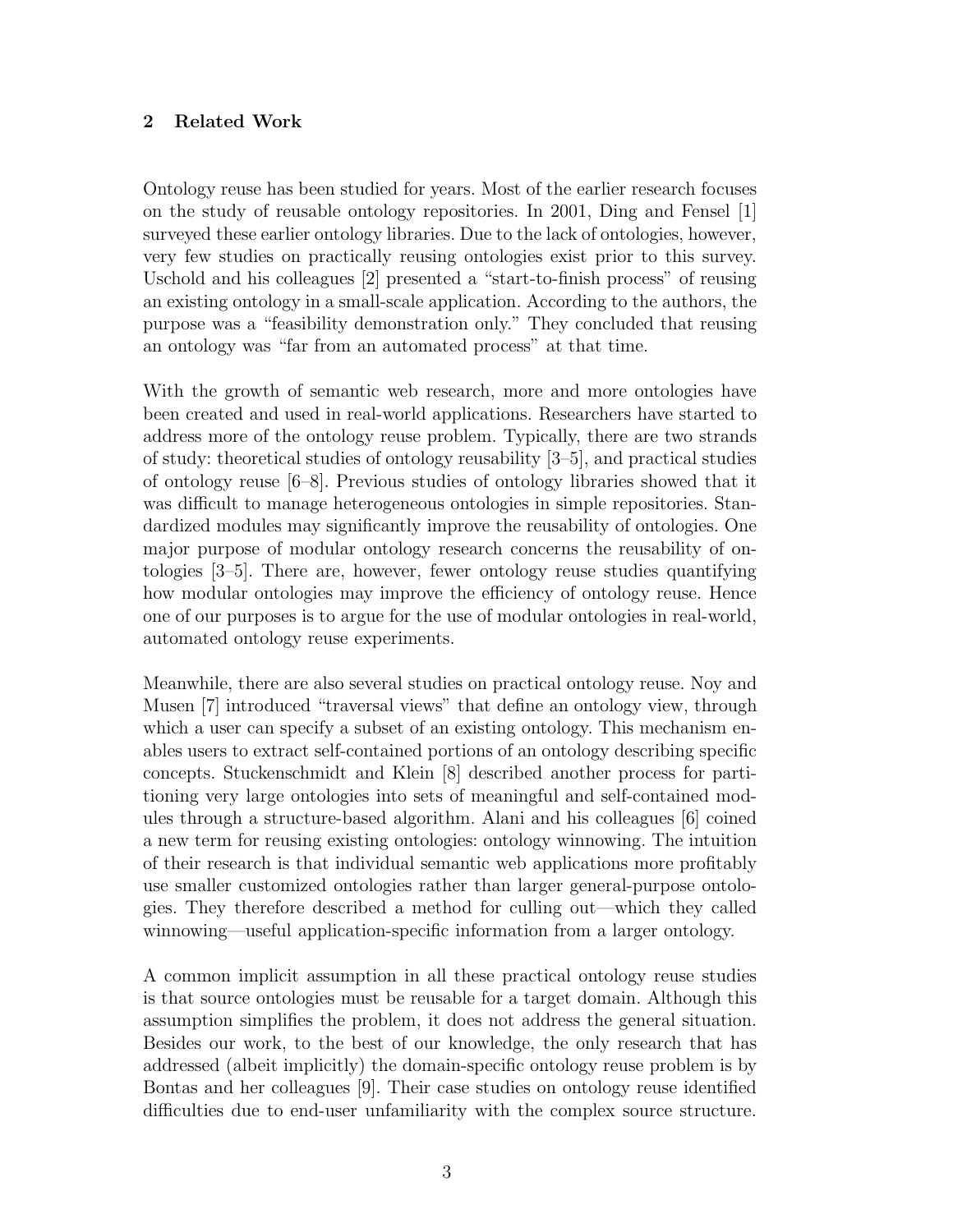## 2 Related Work

Ontology reuse has been studied for years. Most of the earlier research focuses on the study of reusable ontology repositories. In 2001, Ding and Fensel [1] surveyed these earlier ontology libraries. Due to the lack of ontologies, however, very few studies on practically reusing ontologies exist prior to this survey. Uschold and his colleagues [2] presented a "start-to-finish process" of reusing an existing ontology in a small-scale application. According to the authors, the purpose was a "feasibility demonstration only." They concluded that reusing an ontology was "far from an automated process" at that time.

With the growth of semantic web research, more and more ontologies have been created and used in real-world applications. Researchers have started to address more of the ontology reuse problem. Typically, there are two strands of study: theoretical studies of ontology reusability [3–5], and practical studies of ontology reuse [6–8]. Previous studies of ontology libraries showed that it was difficult to manage heterogeneous ontologies in simple repositories. Standardized modules may significantly improve the reusability of ontologies. One major purpose of modular ontology research concerns the reusability of ontologies [3–5]. There are, however, fewer ontology reuse studies quantifying how modular ontologies may improve the efficiency of ontology reuse. Hence one of our purposes is to argue for the use of modular ontologies in real-world, automated ontology reuse experiments.

Meanwhile, there are also several studies on practical ontology reuse. Noy and Musen [7] introduced "traversal views" that define an ontology view, through which a user can specify a subset of an existing ontology. This mechanism enables users to extract self-contained portions of an ontology describing specific concepts. Stuckenschmidt and Klein [8] described another process for partitioning very large ontologies into sets of meaningful and self-contained modules through a structure-based algorithm. Alani and his colleagues [6] coined a new term for reusing existing ontologies: ontology winnowing. The intuition of their research is that individual semantic web applications more profitably use smaller customized ontologies rather than larger general-purpose ontologies. They therefore described a method for culling out—which they called winnowing—useful application-specific information from a larger ontology.

A common implicit assumption in all these practical ontology reuse studies is that source ontologies must be reusable for a target domain. Although this assumption simplifies the problem, it does not address the general situation. Besides our work, to the best of our knowledge, the only research that has addressed (albeit implicitly) the domain-specific ontology reuse problem is by Bontas and her colleagues [9]. Their case studies on ontology reuse identified difficulties due to end-user unfamiliarity with the complex source structure.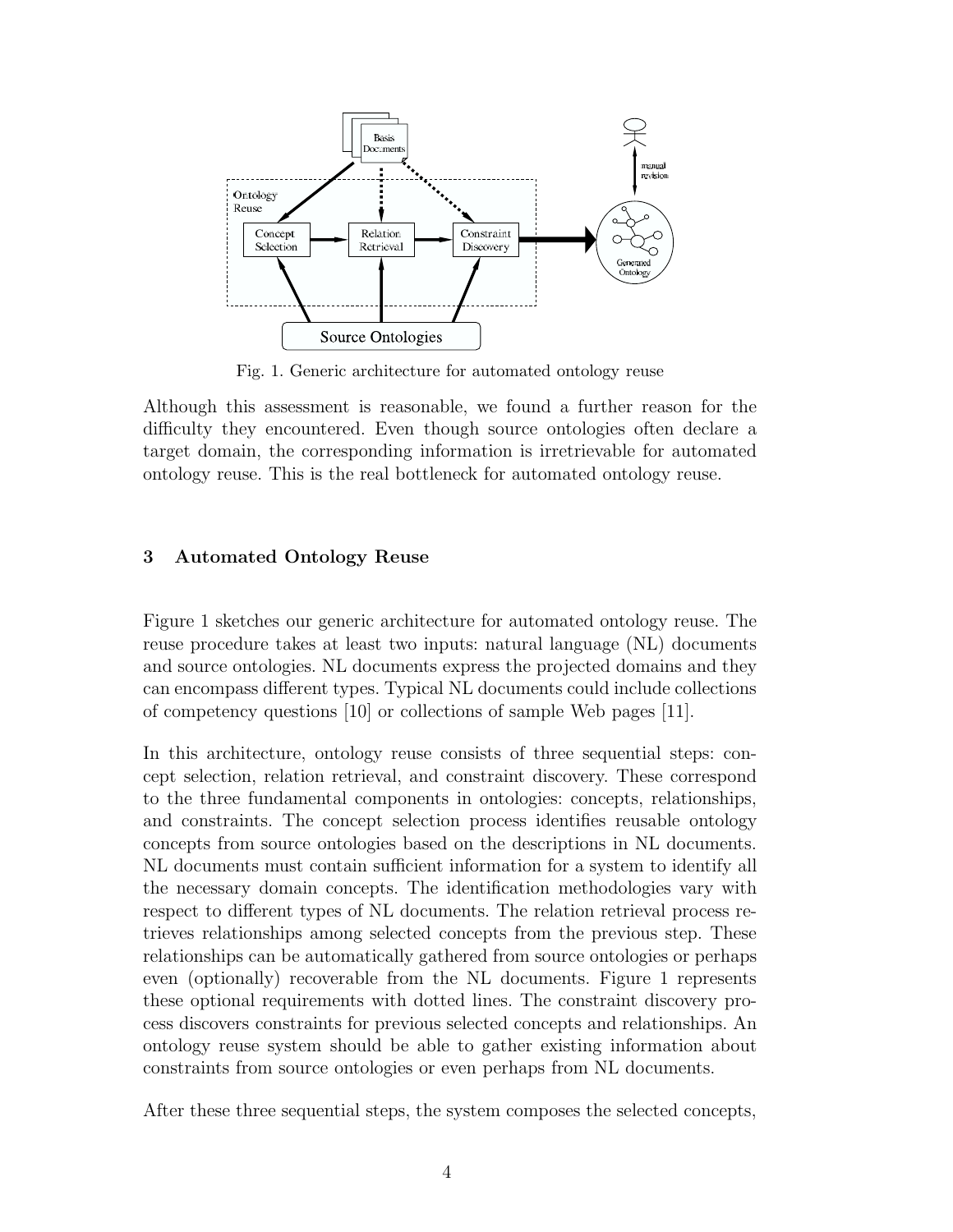Fig. 1. Generic architecture for automated ontology reuse

Although this assessment is reasonable, we found a further reason for the difficulty they encountered. Even though source ontologies often declare a target domain, the corresponding information is irretrievable for automated ontology reuse. This is the real bottleneck for automated ontology reuse.

## 3 Automated Ontology Reuse

Figure 1 sketches our generic architecture for automated ontology reuse. The reuse procedure takes at least two inputs: natural language (NL) documents and source ontologies. NL documents express the projected domains and they can encompass different types. Typical NL documents could include collections of competency questions [10] or collections of sample Web pages [11].

In this architecture, ontology reuse consists of three sequential steps: concept selection, relation retrieval, and constraint discovery. These correspond to the three fundamental components in ontologies: concepts, relationships, and constraints. The concept selection process identifies reusable ontology concepts from source ontologies based on the descriptions in NL documents. NL documents must contain sufficient information for a system to identify all the necessary domain concepts. The identification methodologies vary with respect to different types of NL documents. The relation retrieval process retrieves relationships among selected concepts from the previous step. These relationships can be automatically gathered from source ontologies or perhaps even (optionally) recoverable from the NL documents. Figure 1 represents these optional requirements with dotted lines. The constraint discovery process discovers constraints for previous selected concepts and relationships. An ontology reuse system should be able to gather existing information about constraints from source ontologies or even perhaps from NL documents.

After these three sequential steps, the system composes the selected concepts,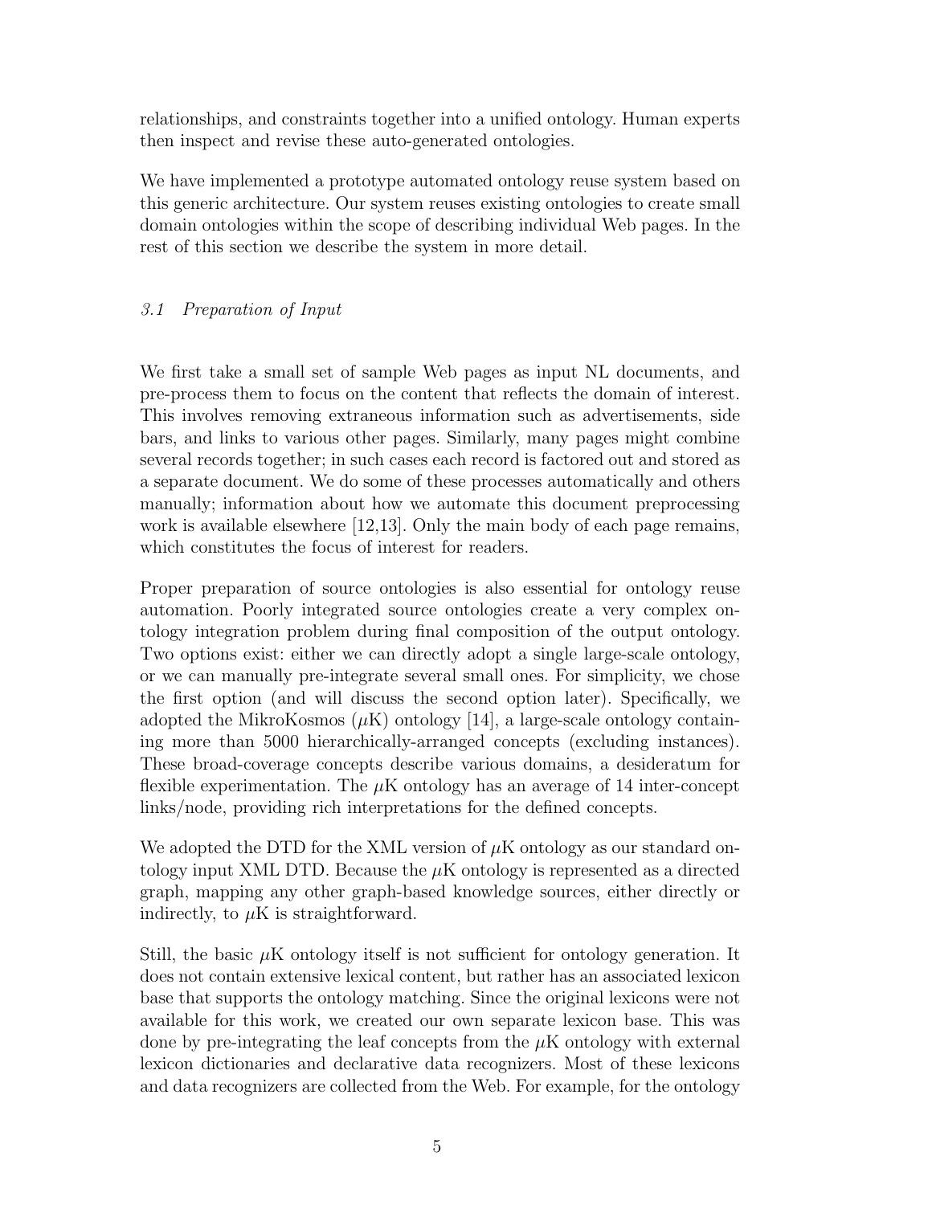relationships, and constraints together into a unified ontology. Human experts then inspect and revise these auto-generated ontologies.

We have implemented a prototype automated ontology reuse system based on this generic architecture. Our system reuses existing ontologies to create small domain ontologies within the scope of describing individual Web pages. In the rest of this section we describe the system in more detail.

### *3.1 Preparation of Input*

We first take a small set of sample Web pages as input NL documents, and pre-process them to focus on the content that reflects the domain of interest. This involves removing extraneous information such as advertisements, side bars, and links to various other pages. Similarly, many pages might combine several records together; in such cases each record is factored out and stored as a separate document. We do some of these processes automatically and others manually; information about how we automate this document preprocessing work is available elsewhere [12,13]. Only the main body of each page remains, which constitutes the focus of interest for readers.

Proper preparation of source ontologies is also essential for ontology reuse automation. Poorly integrated source ontologies create a very complex ontology integration problem during final composition of the output ontology. Two options exist: either we can directly adopt a single large-scale ontology, or we can manually pre-integrate several small ones. For simplicity, we chose the first option (and will discuss the second option later). Specifically, we adopted the MikroKosmos ($\mu$K) ontology [14], a large-scale ontology containing more than 5000 hierarchically-arranged concepts (excluding instances). These broad-coverage concepts describe various domains, a desideratum for flexible experimentation. The $\mu$K ontology has an average of 14 inter-concept links/node, providing rich interpretations for the defined concepts.

We adopted the DTD for the XML version of $\mu$K ontology as our standard ontology input XML DTD. Because the $\mu$K ontology is represented as a directed graph, mapping any other graph-based knowledge sources, either directly or indirectly, to $\mu$K is straightforward.

Still, the basic $\mu$K ontology itself is not sufficient for ontology generation. It does not contain extensive lexical content, but rather has an associated lexicon base that supports the ontology matching. Since the original lexicons were not available for this work, we created our own separate lexicon base. This was done by pre-integrating the leaf concepts from the $\mu$K ontology with external lexicon dictionaries and declarative data recognizers. Most of these lexicons and data recognizers are collected from the Web. For example, for the ontology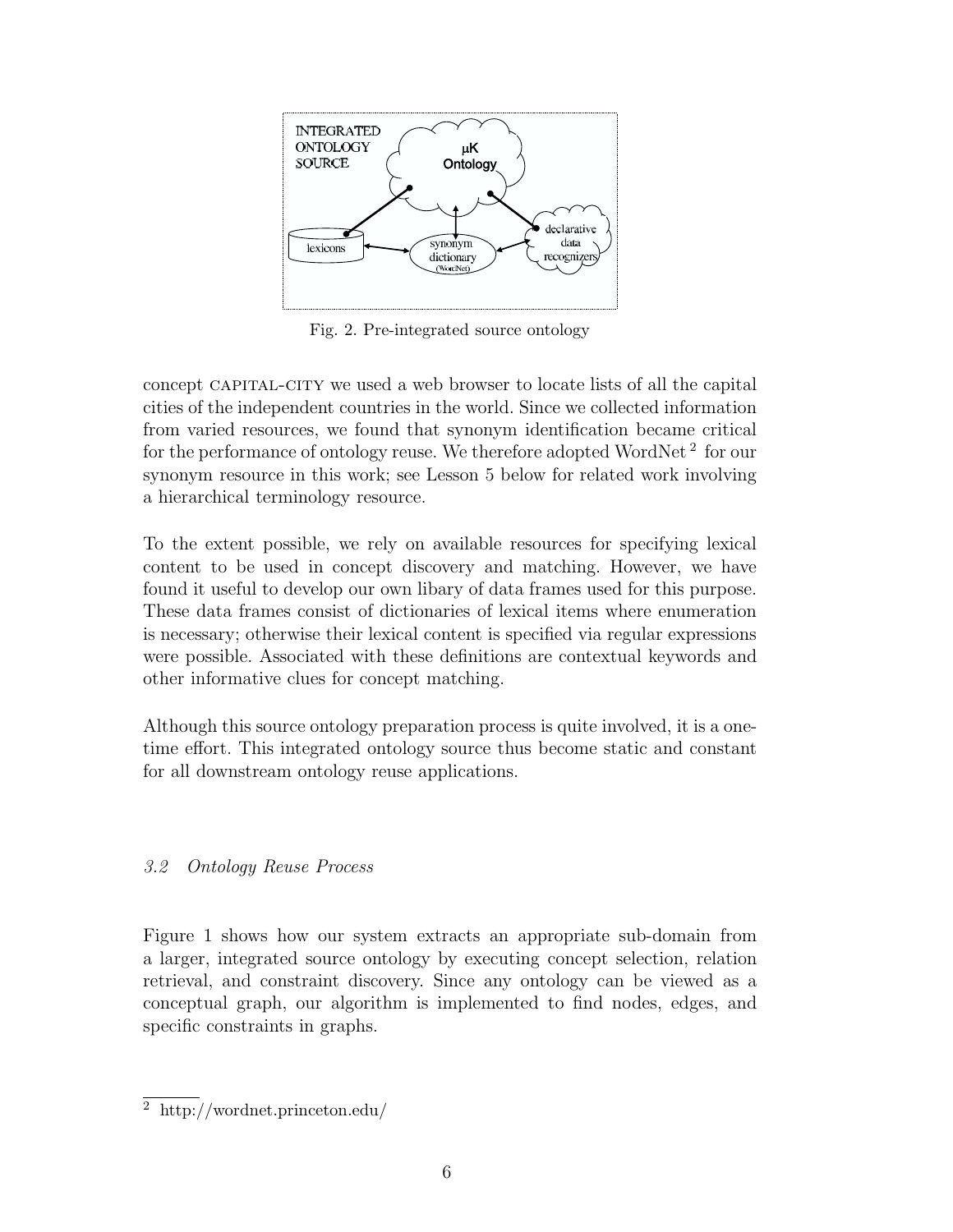Fig. 2. Pre-integrated source ontology

concept CAPITAL-CITY we used a web browser to locate lists of all the capital cities of the independent countries in the world. Since we collected information from varied resources, we found that synonym identification became critical for the performance of ontology reuse. We therefore adopted WordNet [2] for our synonym resource in this work; see Lesson 5 below for related work involving a hierarchical terminology resource.

To the extent possible, we rely on available resources for specifying lexical content to be used in concept discovery and matching. However, we have found it useful to develop our own libary of data frames used for this purpose. These data frames consist of dictionaries of lexical items where enumeration is necessary; otherwise their lexical content is specified via regular expressions were possible. Associated with these definitions are contextual keywords and other informative clues for concept matching.

Although this source ontology preparation process is quite involved, it is a one-time effort. This integrated ontology source thus become static and constant for all downstream ontology reuse applications.

### *3.2 Ontology Reuse Process*

Figure 1 shows how our system extracts an appropriate sub-domain from a larger, integrated source ontology by executing concept selection, relation retrieval, and constraint discovery. Since any ontology can be viewed as a conceptual graph, our algorithm is implemented to find nodes, edges, and specific constraints in graphs.

---

[2] http://wordnet.princeton.edu/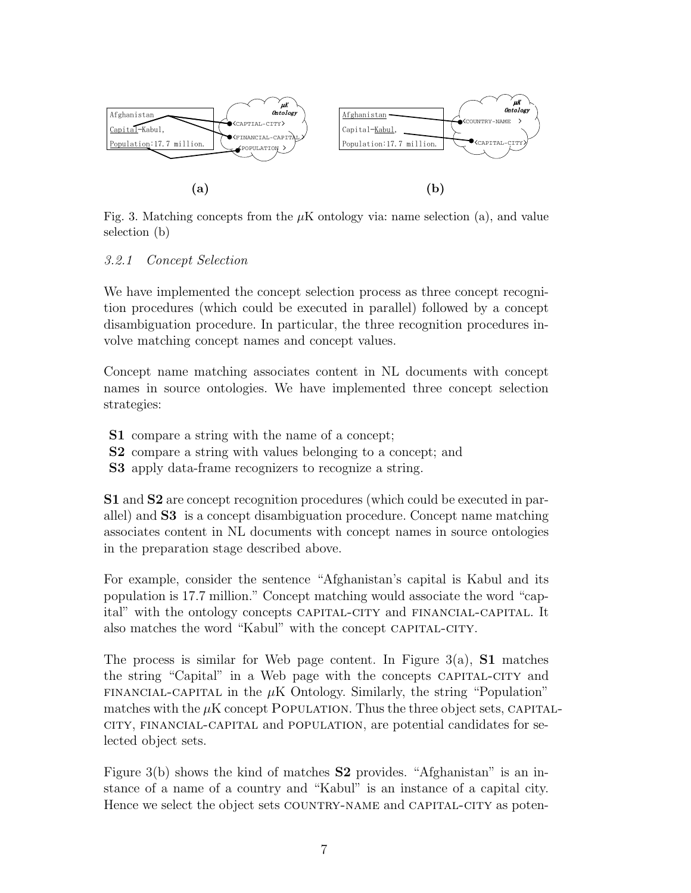Fig. 3. Matching concepts from the $\mu$K ontology via: name selection (a), and value selection (b)

#### *3.2.1 Concept Selection*

We have implemented the concept selection process as three concept recognition procedures (which could be executed in parallel) followed by a concept disambiguation procedure. In particular, the three recognition procedures involve matching concept names and concept values.

Concept name matching associates content in NL documents with concept names in source ontologies. We have implemented three concept selection strategies:

- **S1** compare a string with the name of a concept;
- **S2** compare a string with values belonging to a concept; and
- **S3** apply data-frame recognizers to recognize a string.

**S1** and **S2** are concept recognition procedures (which could be executed in parallel) and **S3** is a concept disambiguation procedure. Concept name matching associates content in NL documents with concept names in source ontologies in the preparation stage described above.

For example, consider the sentence "Afghanistan's capital is Kabul and its population is 17.7 million." Concept matching would associate the word "capital" with the ontology concepts CAPITAL-CITY and FINANCIAL-CAPITAL. It also matches the word "Kabul" with the concept CAPITAL-CITY.

The process is similar for Web page content. In Figure 3(a), **S1** matches the string "Capital" in a Web page with the concepts CAPITAL-CITY and FINANCIAL-CAPITAL in the $\mu$K Ontology. Similarly, the string "Population" matches with the $\mu$K concept POPULATION. Thus the three object sets, CAPITAL-CITY, FINANCIAL-CAPITAL and POPULATION, are potential candidates for selected object sets.

Figure 3(b) shows the kind of matches **S2** provides. "Afghanistan" is an instance of a name of a country and "Kabul" is an instance of a capital city. Hence we select the object sets COUNTRY-NAME and CAPITAL-CITY as poten-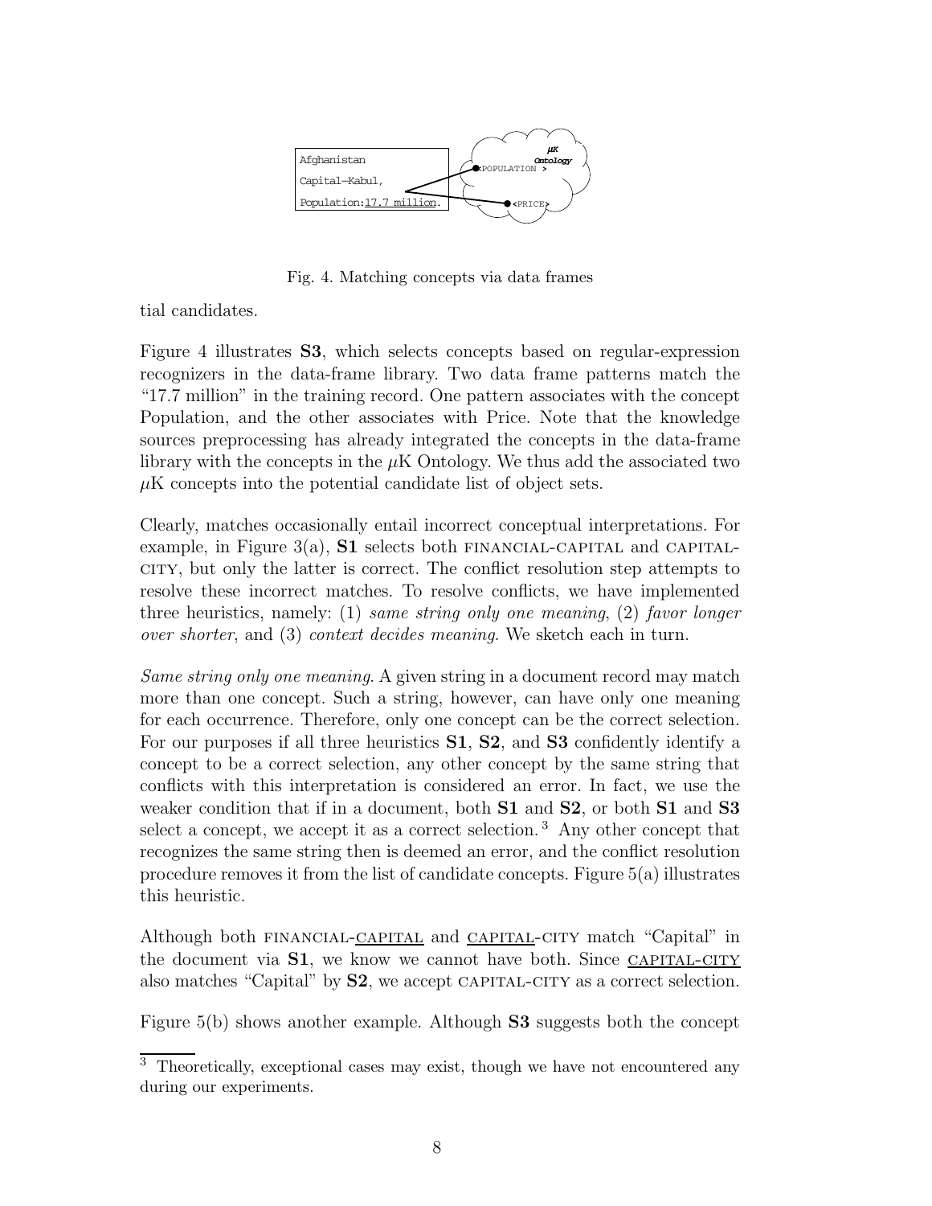Fig. 4. Matching concepts via data frames

tial candidates.

Figure 4 illustrates **S3**, which selects concepts based on regular-expression recognizers in the data-frame library. Two data frame patterns match the "17.7 million" in the training record. One pattern associates with the concept Population, and the other associates with Price. Note that the knowledge sources preprocessing has already integrated the concepts in the data-frame library with the concepts in the $\mu$K Ontology. We thus add the associated two $\mu$K concepts into the potential candidate list of object sets.

Clearly, matches occasionally entail incorrect conceptual interpretations. For example, in Figure 3(a), **S1** selects both FINANCIAL-CAPITAL and CAPITAL-CITY, but only the latter is correct. The conflict resolution step attempts to resolve these incorrect matches. To resolve conflicts, we have implemented three heuristics, namely: (1) *same string only one meaning*, (2) *favor longer over shorter*, and (3) *context decides meaning*. We sketch each in turn.

*Same string only one meaning*. A given string in a document record may match more than one concept. Such a string, however, can have only one meaning for each occurrence. Therefore, only one concept can be the correct selection. For our purposes if all three heuristics **S1**, **S2**, and **S3** confidently identify a concept to be a correct selection, any other concept by the same string that conflicts with this interpretation is considered an error. In fact, we use the weaker condition that if in a document, both **S1** and **S2**, or both **S1** and **S3** select a concept, we accept it as a correct selection. [3] Any other concept that recognizes the same string then is deemed an error, and the conflict resolution procedure removes it from the list of candidate concepts. Figure 5(a) illustrates this heuristic.

Although both FINANCIAL-CAPITAL and CAPITAL-CITY match "Capital" in the document via **S1**, we know we cannot have both. Since CAPITAL-CITY also matches "Capital" by **S2**, we accept CAPITAL-CITY as a correct selection.

Figure 5(b) shows another example. Although **S3** suggests both the concept

[3] Theoretically, exceptional cases may exist, though we have not encountered any during our experiments.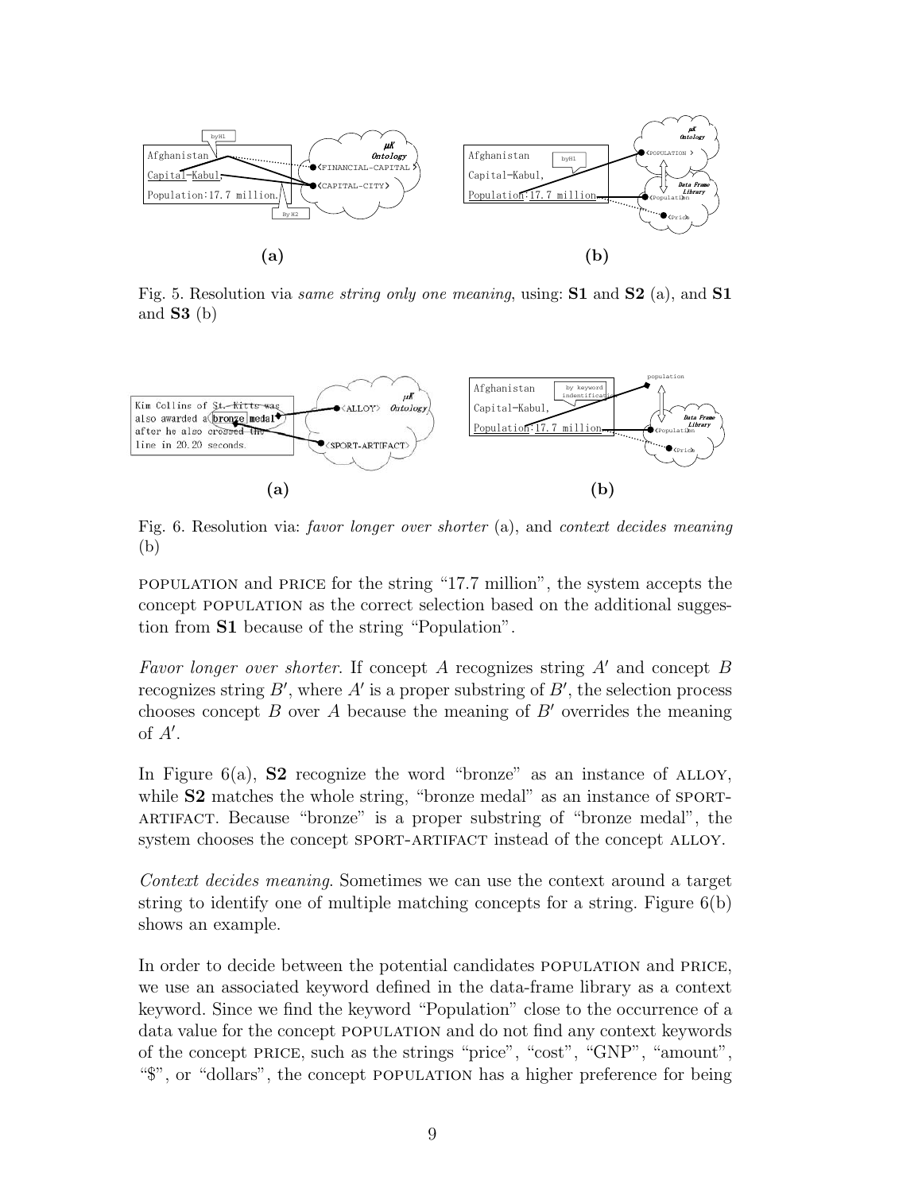Fig. 5. Resolution via *same string only one meaning*, using: **S1** and **S2** (a), and **S1** and **S3** (b)

Fig. 6. Resolution via: *favor longer over shorter* (a), and *context decides meaning* (b)

POPULATION and PRICE for the string "17.7 million", the system accepts the concept POPULATION as the correct selection based on the additional suggestion from **S1** because of the string "Population".

*Favor longer over shorter*. If concept $A$ recognizes string $A'$ and concept $B$ recognizes string $B'$, where $A'$ is a proper substring of $B'$, the selection process chooses concept $B$ over $A$ because the meaning of $B'$ overrides the meaning of $A'$.

In Figure 6(a), **S2** recognize the word "bronze" as an instance of ALLOY, while **S2** matches the whole string, "bronze medal" as an instance of SPORT-ARTIFACT. Because "bronze" is a proper substring of "bronze medal", the system chooses the concept SPORT-ARTIFACT instead of the concept ALLOY.

*Context decides meaning*. Sometimes we can use the context around a target string to identify one of multiple matching concepts for a string. Figure 6(b) shows an example.

In order to decide between the potential candidates POPULATION and PRICE, we use an associated keyword defined in the data-frame library as a context keyword. Since we find the keyword "Population" close to the occurrence of a data value for the concept POPULATION and do not find any context keywords of the concept PRICE, such as the strings "price", "cost", "GNP", "amount", "$", or "dollars", the concept POPULATION has a higher preference for being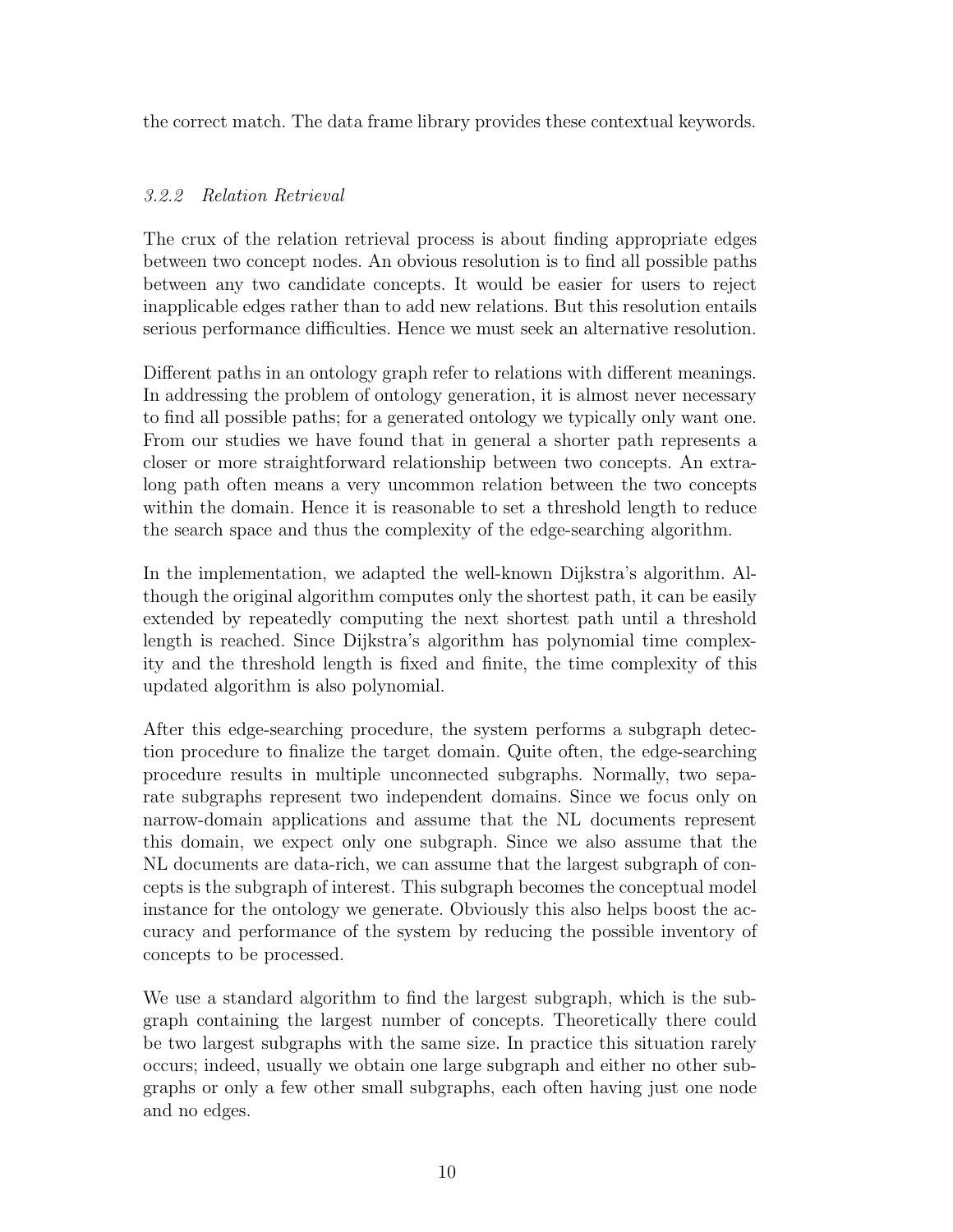the correct match. The data frame library provides these contextual keywords.

### *3.2.2 Relation Retrieval*

The crux of the relation retrieval process is about finding appropriate edges between two concept nodes. An obvious resolution is to find all possible paths between any two candidate concepts. It would be easier for users to reject inapplicable edges rather than to add new relations. But this resolution entails serious performance difficulties. Hence we must seek an alternative resolution.

Different paths in an ontology graph refer to relations with different meanings. In addressing the problem of ontology generation, it is almost never necessary to find all possible paths; for a generated ontology we typically only want one. From our studies we have found that in general a shorter path represents a closer or more straightforward relationship between two concepts. An extra-long path often means a very uncommon relation between the two concepts within the domain. Hence it is reasonable to set a threshold length to reduce the search space and thus the complexity of the edge-searching algorithm.

In the implementation, we adapted the well-known Dijkstra's algorithm. Although the original algorithm computes only the shortest path, it can be easily extended by repeatedly computing the next shortest path until a threshold length is reached. Since Dijkstra's algorithm has polynomial time complexity and the threshold length is fixed and finite, the time complexity of this updated algorithm is also polynomial.

After this edge-searching procedure, the system performs a subgraph detection procedure to finalize the target domain. Quite often, the edge-searching procedure results in multiple unconnected subgraphs. Normally, two separate subgraphs represent two independent domains. Since we focus only on narrow-domain applications and assume that the NL documents represent this domain, we expect only one subgraph. Since we also assume that the NL documents are data-rich, we can assume that the largest subgraph of concepts is the subgraph of interest. This subgraph becomes the conceptual model instance for the ontology we generate. Obviously this also helps boost the accuracy and performance of the system by reducing the possible inventory of concepts to be processed.

We use a standard algorithm to find the largest subgraph, which is the subgraph containing the largest number of concepts. Theoretically there could be two largest subgraphs with the same size. In practice this situation rarely occurs; indeed, usually we obtain one large subgraph and either no other subgraphs or only a few other small subgraphs, each often having just one node and no edges.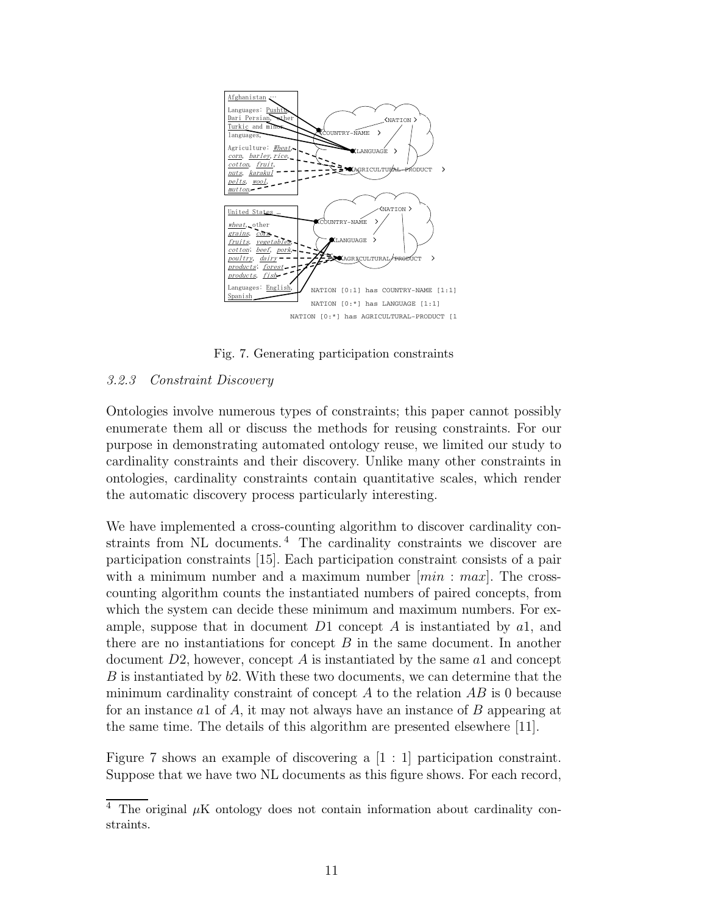Fig. 7. Generating participation constraints

### 3.2.3 Constraint Discovery

Ontologies involve numerous types of constraints; this paper cannot possibly enumerate them all or discuss the methods for reusing constraints. For our purpose in demonstrating automated ontology reuse, we limited our study to cardinality constraints and their discovery. Unlike many other constraints in ontologies, cardinality constraints contain quantitative scales, which render the automatic discovery process particularly interesting.

We have implemented a cross-counting algorithm to discover cardinality constraints from NL documents. [4] The cardinality constraints we discover are participation constraints [15]. Each participation constraint consists of a pair with a minimum number and a maximum number $[min : max]$. The cross-counting algorithm counts the instantiated numbers of paired concepts, from which the system can decide these minimum and maximum numbers. For example, suppose that in document $D1$ concept $A$ is instantiated by $a1$, and there are no instantiations for concept $B$ in the same document. In another document $D2$, however, concept $A$ is instantiated by the same $a1$ and concept $B$ is instantiated by $b2$. With these two documents, we can determine that the minimum cardinality constraint of concept $A$ to the relation $AB$ is 0 because for an instance $a1$ of $A$, it may not always have an instance of $B$ appearing at the same time. The details of this algorithm are presented elsewhere [11].

Figure 7 shows an example of discovering a [1 : 1] participation constraint. Suppose that we have two NL documents as this figure shows. For each record,

[4] The original $\mu$K ontology does not contain information about cardinality constraints.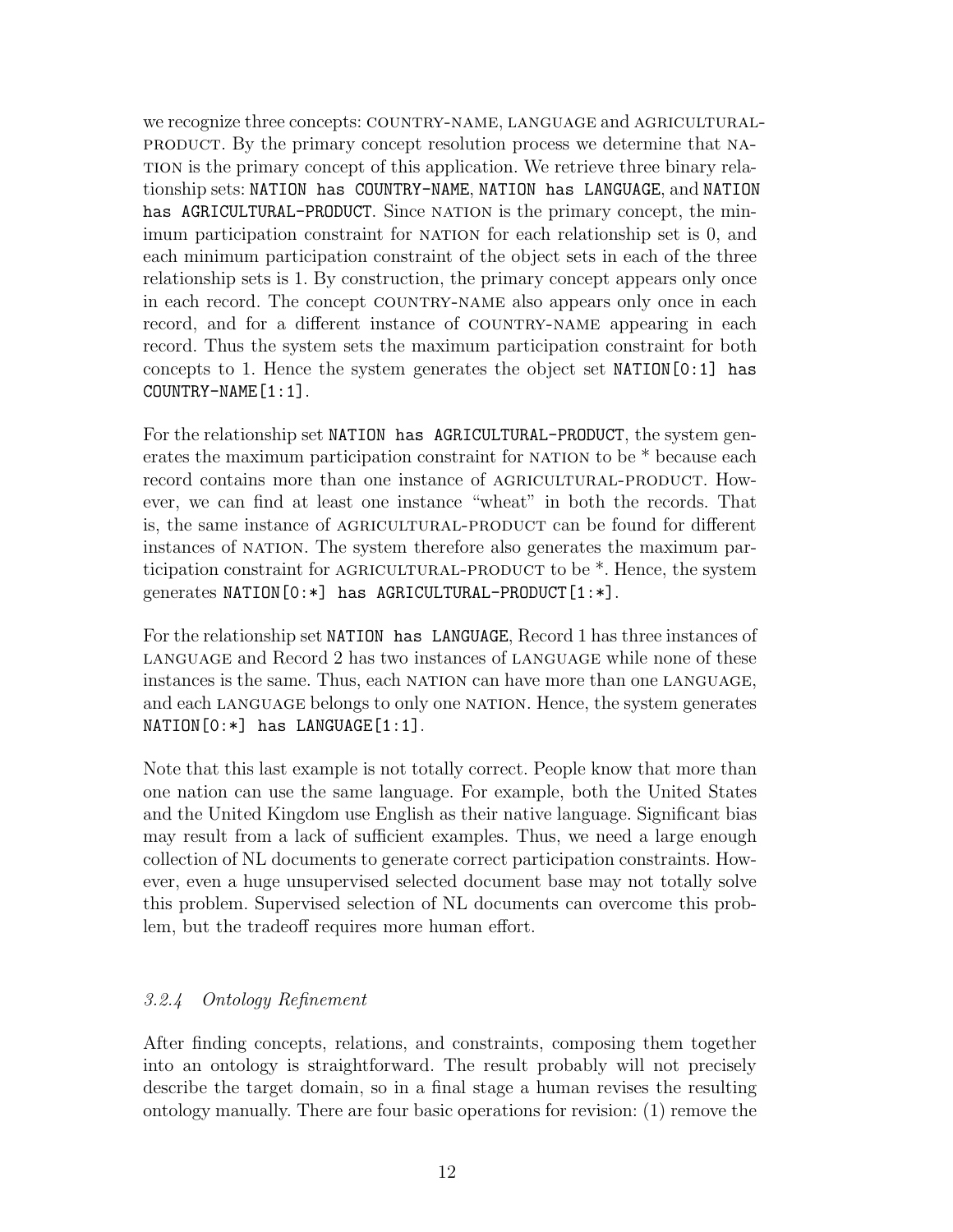we recognize three concepts: COUNTRY-NAME, LANGUAGE and AGRICULTURAL-PRODUCT. By the primary concept resolution process we determine that NATION is the primary concept of this application. We retrieve three binary relationship sets: `NATION has COUNTRY-NAME`, `NATION has LANGUAGE`, and `NATION has AGRICULTURAL-PRODUCT`. Since NATION is the primary concept, the minimum participation constraint for NATION for each relationship set is 0, and each minimum participation constraint of the object sets in each of the three relationship sets is 1. By construction, the primary concept appears only once in each record. The concept COUNTRY-NAME also appears only once in each record, and for a different instance of COUNTRY-NAME appearing in each record. Thus the system sets the maximum participation constraint for both concepts to 1. Hence the system generates the object set `NATION[0:1] has COUNTRY-NAME[1:1]`.

For the relationship set `NATION has AGRICULTURAL-PRODUCT`, the system generates the maximum participation constraint for NATION to be * because each record contains more than one instance of AGRICULTURAL-PRODUCT. However, we can find at least one instance "wheat" in both the records. That is, the same instance of AGRICULTURAL-PRODUCT can be found for different instances of NATION. The system therefore also generates the maximum participation constraint for AGRICULTURAL-PRODUCT to be *. Hence, the system generates `NATION[0:*] has AGRICULTURAL-PRODUCT[1:*]`.

For the relationship set `NATION has LANGUAGE`, Record 1 has three instances of LANGUAGE and Record 2 has two instances of LANGUAGE while none of these instances is the same. Thus, each NATION can have more than one LANGUAGE, and each LANGUAGE belongs to only one NATION. Hence, the system generates `NATION[0:*] has LANGUAGE[1:1]`.

Note that this last example is not totally correct. People know that more than one nation can use the same language. For example, both the United States and the United Kingdom use English as their native language. Significant bias may result from a lack of sufficient examples. Thus, we need a large enough collection of NL documents to generate correct participation constraints. However, even a huge unsupervised selected document base may not totally solve this problem. Supervised selection of NL documents can overcome this problem, but the tradeoff requires more human effort.

### *3.2.4 Ontology Refinement*

After finding concepts, relations, and constraints, composing them together into an ontology is straightforward. The result probably will not precisely describe the target domain, so in a final stage a human revises the resulting ontology manually. There are four basic operations for revision: (1) remove the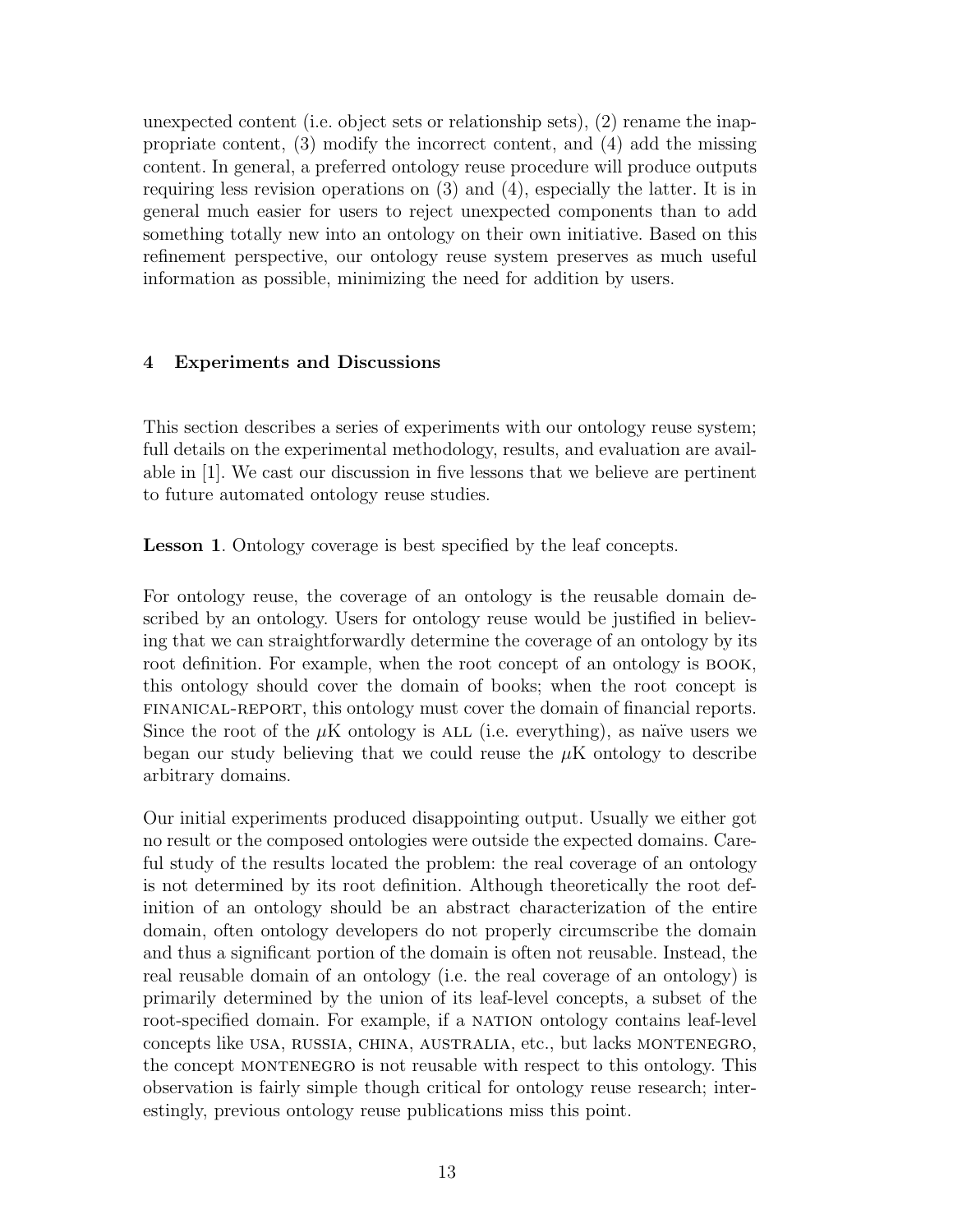unexpected content (i.e. object sets or relationship sets), (2) rename the inappropriate content, (3) modify the incorrect content, and (4) add the missing content. In general, a preferred ontology reuse procedure will produce outputs requiring less revision operations on (3) and (4), especially the latter. It is in general much easier for users to reject unexpected components than to add something totally new into an ontology on their own initiative. Based on this refinement perspective, our ontology reuse system preserves as much useful information as possible, minimizing the need for addition by users.

## 4 Experiments and Discussions

This section describes a series of experiments with our ontology reuse system; full details on the experimental methodology, results, and evaluation are available in [1]. We cast our discussion in five lessons that we believe are pertinent to future automated ontology reuse studies.

**Lesson 1**. Ontology coverage is best specified by the leaf concepts.

For ontology reuse, the coverage of an ontology is the reusable domain described by an ontology. Users for ontology reuse would be justified in believing that we can straightforwardly determine the coverage of an ontology by its root definition. For example, when the root concept of an ontology is BOOK, this ontology should cover the domain of books; when the root concept is FINANICAL-REPORT, this ontology must cover the domain of financial reports. Since the root of the $\mu$K ontology is ALL (i.e. everything), as naïve users we began our study believing that we could reuse the $\mu$K ontology to describe arbitrary domains.

Our initial experiments produced disappointing output. Usually we either got no result or the composed ontologies were outside the expected domains. Careful study of the results located the problem: the real coverage of an ontology is not determined by its root definition. Although theoretically the root definition of an ontology should be an abstract characterization of the entire domain, often ontology developers do not properly circumscribe the domain and thus a significant portion of the domain is often not reusable. Instead, the real reusable domain of an ontology (i.e. the real coverage of an ontology) is primarily determined by the union of its leaf-level concepts, a subset of the root-specified domain. For example, if a NATION ontology contains leaf-level concepts like USA, RUSSIA, CHINA, AUSTRALIA, etc., but lacks MONTENEGRO, the concept MONTENEGRO is not reusable with respect to this ontology. This observation is fairly simple though critical for ontology reuse research; interestingly, previous ontology reuse publications miss this point.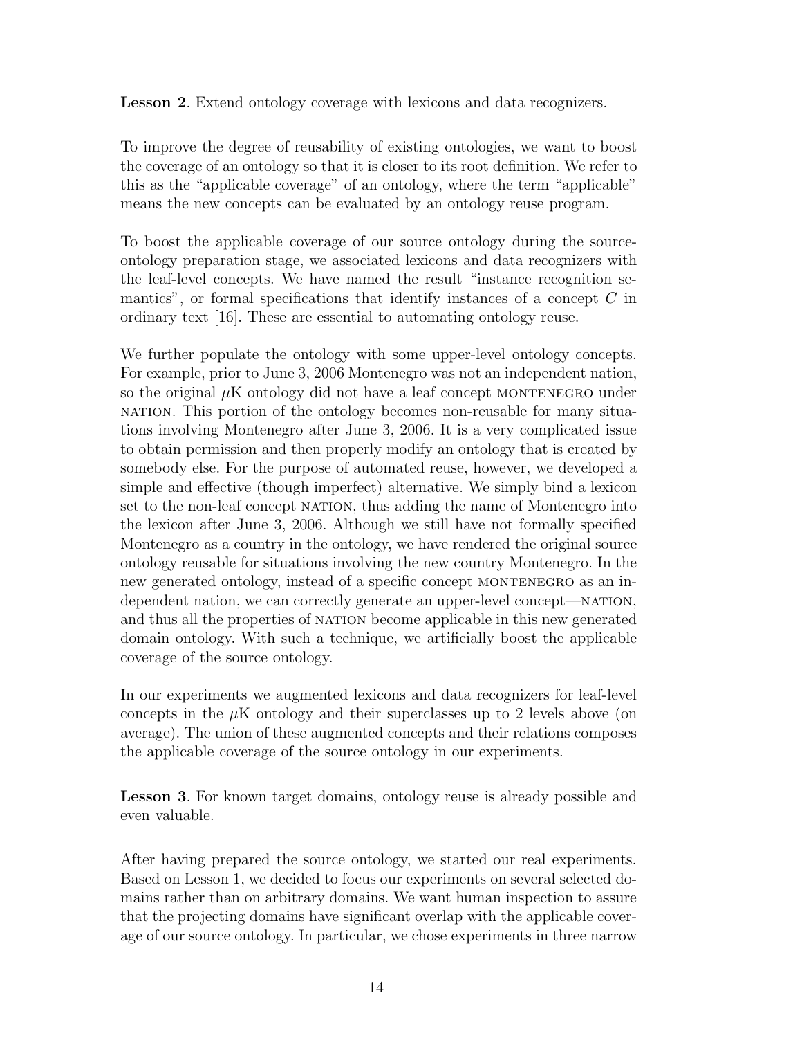**Lesson 2**. Extend ontology coverage with lexicons and data recognizers.

To improve the degree of reusability of existing ontologies, we want to boost the coverage of an ontology so that it is closer to its root definition. We refer to this as the "applicable coverage" of an ontology, where the term "applicable" means the new concepts can be evaluated by an ontology reuse program.

To boost the applicable coverage of our source ontology during the source-ontology preparation stage, we associated lexicons and data recognizers with the leaf-level concepts. We have named the result "instance recognition semantics", or formal specifications that identify instances of a concept $C$ in ordinary text [16]. These are essential to automating ontology reuse.

We further populate the ontology with some upper-level ontology concepts. For example, prior to June 3, 2006 Montenegro was not an independent nation, so the original $\mu$K ontology did not have a leaf concept MONTENEGRO under NATION. This portion of the ontology becomes non-reusable for many situations involving Montenegro after June 3, 2006. It is a very complicated issue to obtain permission and then properly modify an ontology that is created by somebody else. For the purpose of automated reuse, however, we developed a simple and effective (though imperfect) alternative. We simply bind a lexicon set to the non-leaf concept NATION, thus adding the name of Montenegro into the lexicon after June 3, 2006. Although we still have not formally specified Montenegro as a country in the ontology, we have rendered the original source ontology reusable for situations involving the new country Montenegro. In the new generated ontology, instead of a specific concept MONTENEGRO as an independent nation, we can correctly generate an upper-level concept—NATION, and thus all the properties of NATION become applicable in this new generated domain ontology. With such a technique, we artificially boost the applicable coverage of the source ontology.

In our experiments we augmented lexicons and data recognizers for leaf-level concepts in the $\mu$K ontology and their superclasses up to 2 levels above (on average). The union of these augmented concepts and their relations composes the applicable coverage of the source ontology in our experiments.

**Lesson 3**. For known target domains, ontology reuse is already possible and even valuable.

After having prepared the source ontology, we started our real experiments. Based on Lesson 1, we decided to focus our experiments on several selected domains rather than on arbitrary domains. We want human inspection to assure that the projecting domains have significant overlap with the applicable coverage of our source ontology. In particular, we chose experiments in three narrow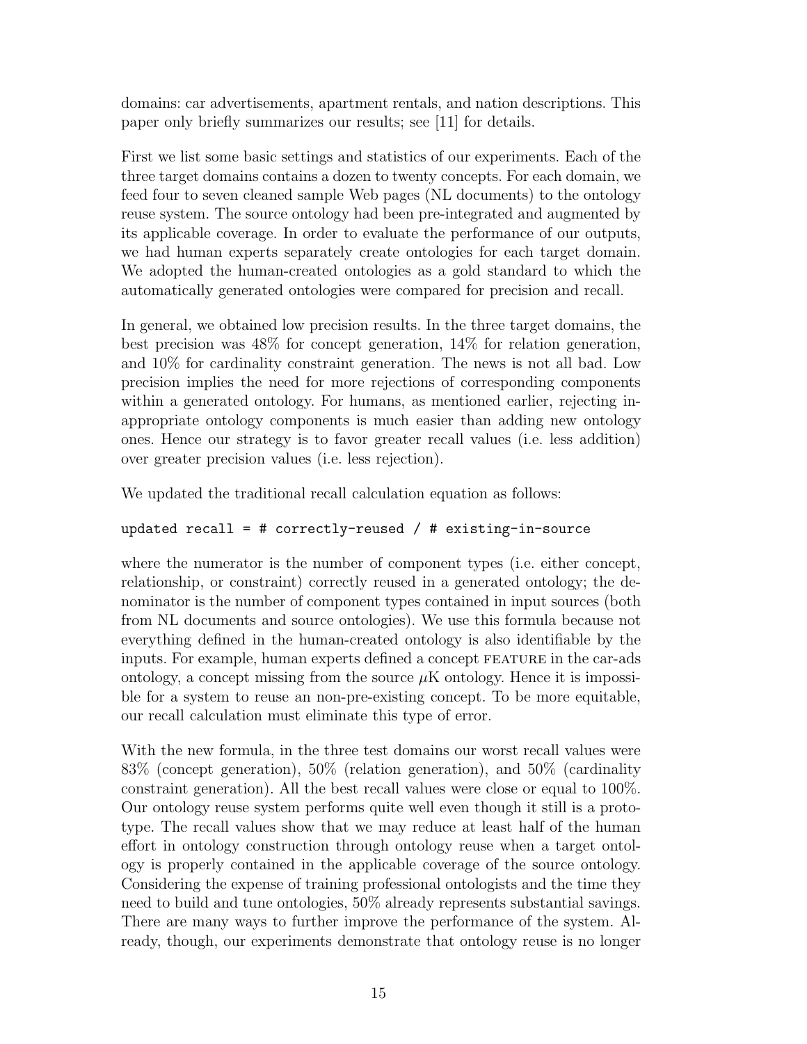domains: car advertisements, apartment rentals, and nation descriptions. This paper only briefly summarizes our results; see [11] for details.

First we list some basic settings and statistics of our experiments. Each of the three target domains contains a dozen to twenty concepts. For each domain, we feed four to seven cleaned sample Web pages (NL documents) to the ontology reuse system. The source ontology had been pre-integrated and augmented by its applicable coverage. In order to evaluate the performance of our outputs, we had human experts separately create ontologies for each target domain. We adopted the human-created ontologies as a gold standard to which the automatically generated ontologies were compared for precision and recall.

In general, we obtained low precision results. In the three target domains, the best precision was 48% for concept generation, 14% for relation generation, and 10% for cardinality constraint generation. The news is not all bad. Low precision implies the need for more rejections of corresponding components within a generated ontology. For humans, as mentioned earlier, rejecting inappropriate ontology components is much easier than adding new ontology ones. Hence our strategy is to favor greater recall values (i.e. less addition) over greater precision values (i.e. less rejection).

We updated the traditional recall calculation equation as follows:

```
updated recall = # correctly-reused / # existing-in-source
```

where the numerator is the number of component types (i.e. either concept, relationship, or constraint) correctly reused in a generated ontology; the denominator is the number of component types contained in input sources (both from NL documents and source ontologies). We use this formula because not everything defined in the human-created ontology is also identifiable by the inputs. For example, human experts defined a concept FEATURE in the car-ads ontology, a concept missing from the source $\mu$K ontology. Hence it is impossible for a system to reuse an non-pre-existing concept. To be more equitable, our recall calculation must eliminate this type of error.

With the new formula, in the three test domains our worst recall values were 83% (concept generation), 50% (relation generation), and 50% (cardinality constraint generation). All the best recall values were close or equal to 100%. Our ontology reuse system performs quite well even though it still is a prototype. The recall values show that we may reduce at least half of the human effort in ontology construction through ontology reuse when a target ontology is properly contained in the applicable coverage of the source ontology. Considering the expense of training professional ontologists and the time they need to build and tune ontologies, 50% already represents substantial savings. There are many ways to further improve the performance of the system. Already, though, our experiments demonstrate that ontology reuse is no longer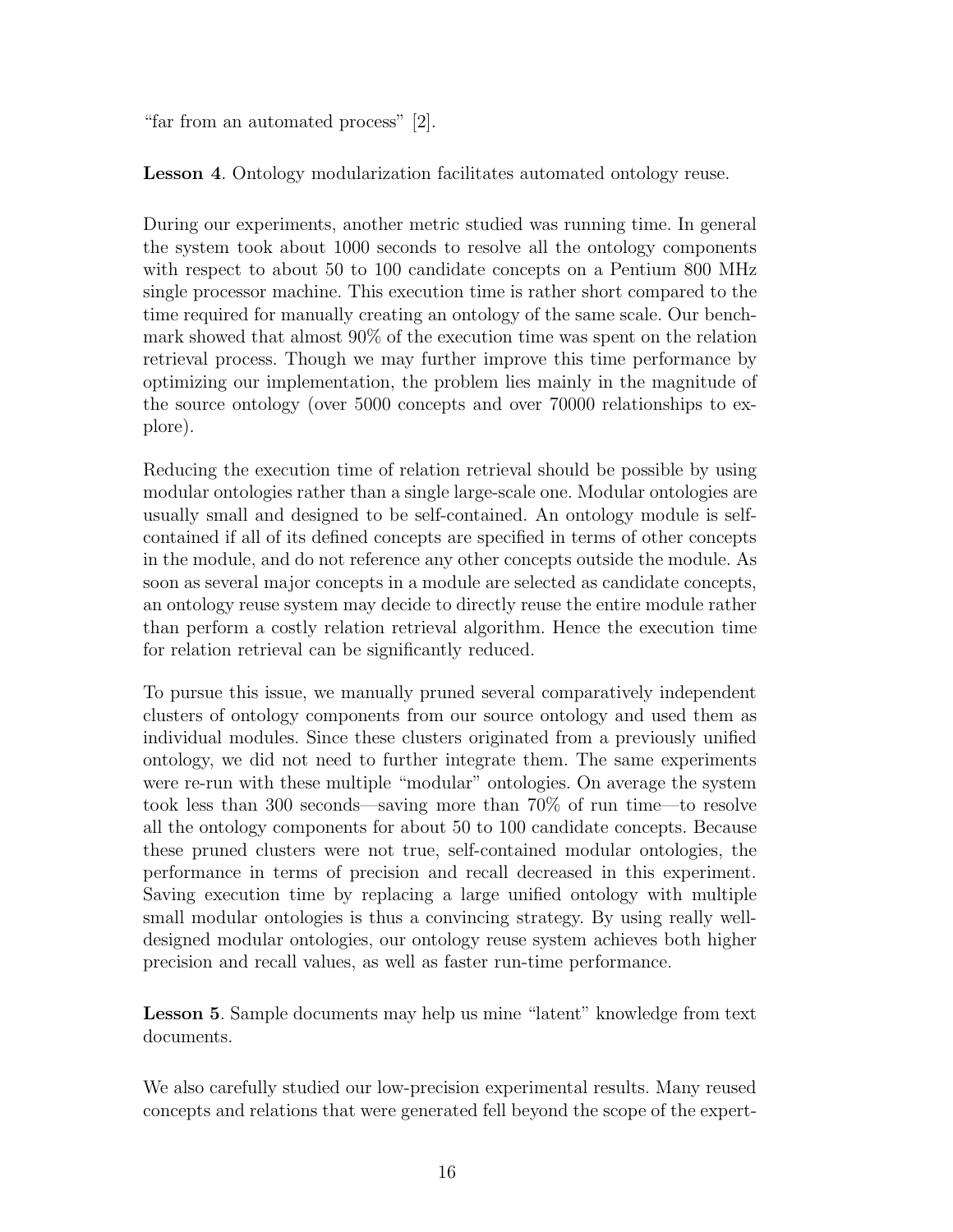"far from an automated process" [2].

**Lesson 4**. Ontology modularization facilitates automated ontology reuse.

During our experiments, another metric studied was running time. In general the system took about 1000 seconds to resolve all the ontology components with respect to about 50 to 100 candidate concepts on a Pentium 800 MHz single processor machine. This execution time is rather short compared to the time required for manually creating an ontology of the same scale. Our benchmark showed that almost 90% of the execution time was spent on the relation retrieval process. Though we may further improve this time performance by optimizing our implementation, the problem lies mainly in the magnitude of the source ontology (over 5000 concepts and over 70000 relationships to explore).

Reducing the execution time of relation retrieval should be possible by using modular ontologies rather than a single large-scale one. Modular ontologies are usually small and designed to be self-contained. An ontology module is self-contained if all of its defined concepts are specified in terms of other concepts in the module, and do not reference any other concepts outside the module. As soon as several major concepts in a module are selected as candidate concepts, an ontology reuse system may decide to directly reuse the entire module rather than perform a costly relation retrieval algorithm. Hence the execution time for relation retrieval can be significantly reduced.

To pursue this issue, we manually pruned several comparatively independent clusters of ontology components from our source ontology and used them as individual modules. Since these clusters originated from a previously unified ontology, we did not need to further integrate them. The same experiments were re-run with these multiple "modular" ontologies. On average the system took less than 300 seconds—saving more than 70% of run time—to resolve all the ontology components for about 50 to 100 candidate concepts. Because these pruned clusters were not true, self-contained modular ontologies, the performance in terms of precision and recall decreased in this experiment. Saving execution time by replacing a large unified ontology with multiple small modular ontologies is thus a convincing strategy. By using really well-designed modular ontologies, our ontology reuse system achieves both higher precision and recall values, as well as faster run-time performance.

**Lesson 5**. Sample documents may help us mine "latent" knowledge from text documents.

We also carefully studied our low-precision experimental results. Many reused concepts and relations that were generated fell beyond the scope of the expert-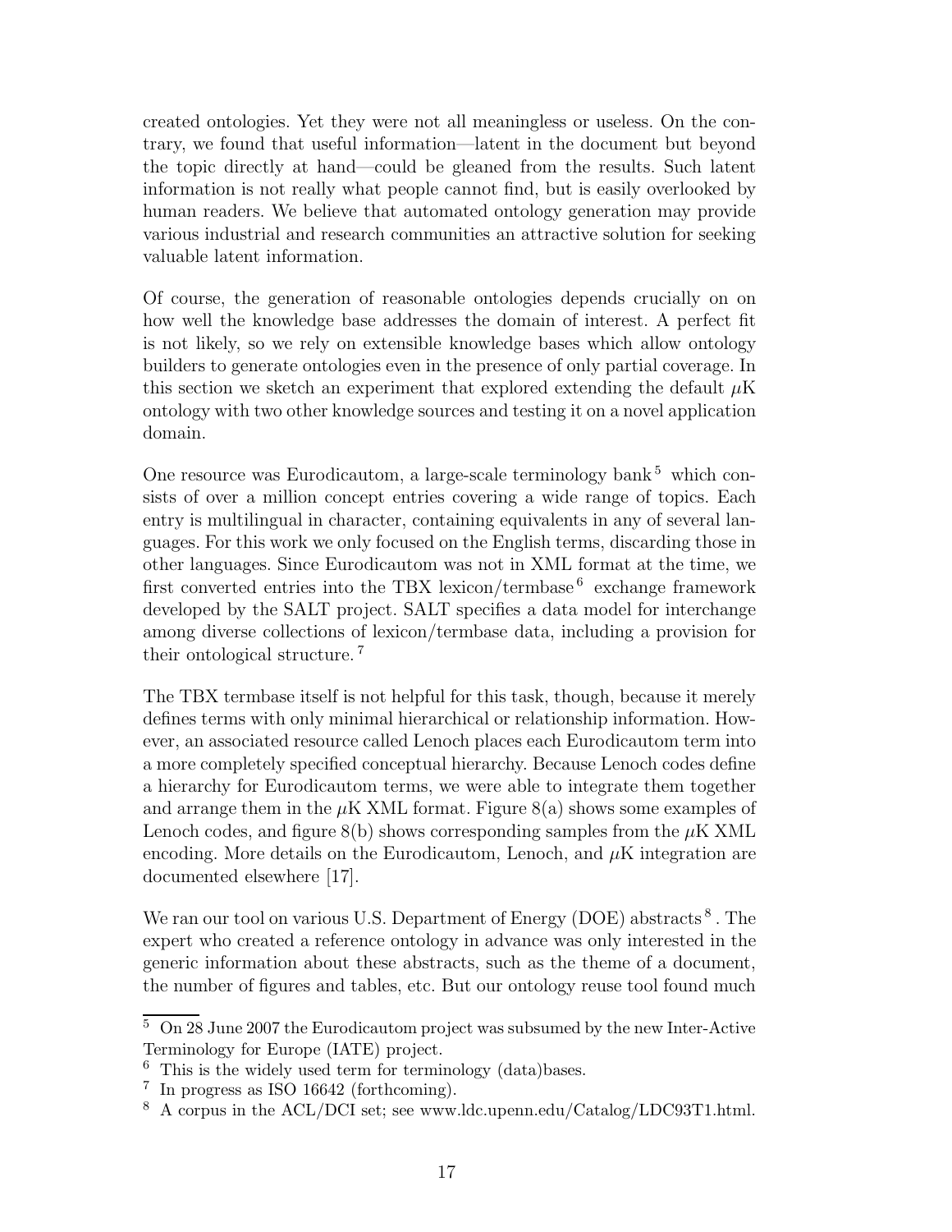created ontologies. Yet they were not all meaningless or useless. On the contrary, we found that useful information—latent in the document but beyond the topic directly at hand—could be gleaned from the results. Such latent information is not really what people cannot find, but is easily overlooked by human readers. We believe that automated ontology generation may provide various industrial and research communities an attractive solution for seeking valuable latent information.

Of course, the generation of reasonable ontologies depends crucially on on how well the knowledge base addresses the domain of interest. A perfect fit is not likely, so we rely on extensible knowledge bases which allow ontology builders to generate ontologies even in the presence of only partial coverage. In this section we sketch an experiment that explored extending the default $\mu$K ontology with two other knowledge sources and testing it on a novel application domain.

One resource was Eurodicautom, a large-scale terminology bank [5] which consists of over a million concept entries covering a wide range of topics. Each entry is multilingual in character, containing equivalents in any of several languages. For this work we only focused on the English terms, discarding those in other languages. Since Eurodicautom was not in XML format at the time, we first converted entries into the TBX lexicon/termbase [6] exchange framework developed by the SALT project. SALT specifies a data model for interchange among diverse collections of lexicon/termbase data, including a provision for their ontological structure. [7]

The TBX termbase itself is not helpful for this task, though, because it merely defines terms with only minimal hierarchical or relationship information. However, an associated resource called Lenoch places each Eurodicautom term into a more completely specified conceptual hierarchy. Because Lenoch codes define a hierarchy for Eurodicautom terms, we were able to integrate them together and arrange them in the $\mu$K XML format. Figure 8(a) shows some examples of Lenoch codes, and figure 8(b) shows corresponding samples from the $\mu$K XML encoding. More details on the Eurodicautom, Lenoch, and $\mu$K integration are documented elsewhere [17].

We ran our tool on various U.S. Department of Energy (DOE) abstracts [8]. The expert who created a reference ontology in advance was only interested in the generic information about these abstracts, such as the theme of a document, the number of figures and tables, etc. But our ontology reuse tool found much

[5] On 28 June 2007 the Eurodicautom project was subsumed by the new Inter-Active Terminology for Europe (IATE) project.

[6] This is the widely used term for terminology (data)bases.

[7] In progress as ISO 16642 (forthcoming).

[8] A corpus in the ACL/DCI set; see www.ldc.upenn.edu/Catalog/LDC93T1.html.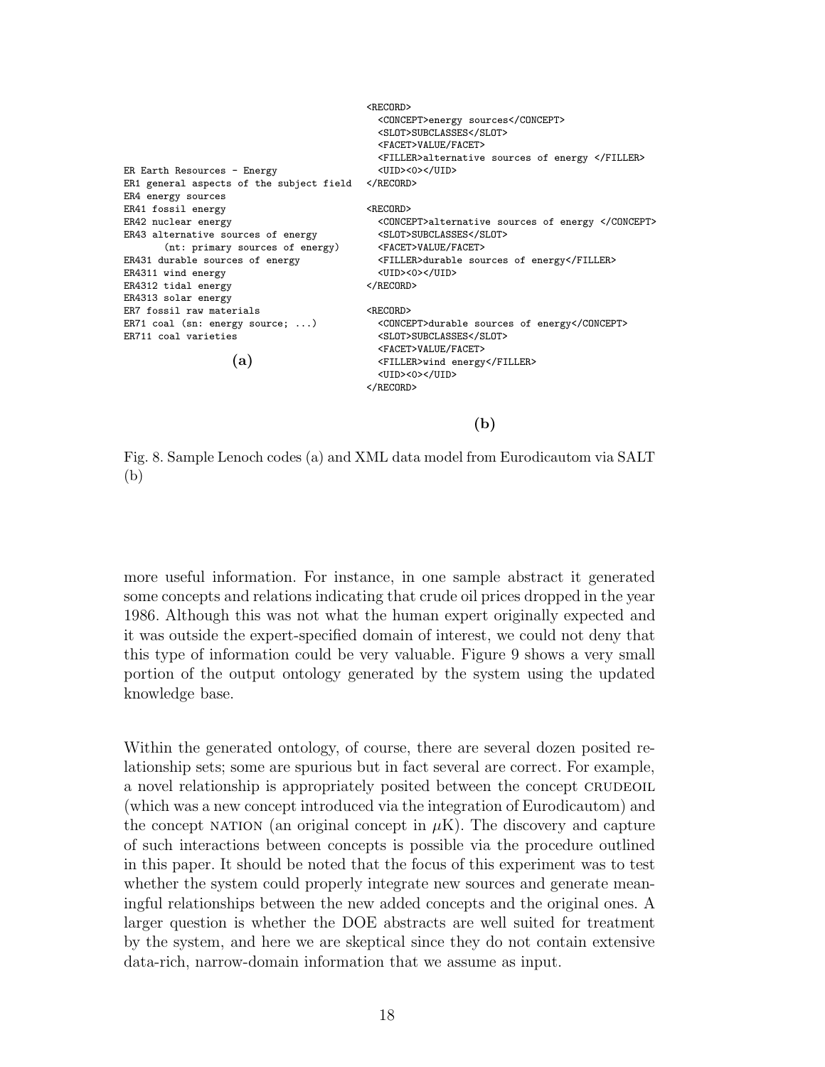```
ER Earth Resources - Energy
ER1 general aspects of the subject field
ER4 energy sources
ER41 fossil energy
ER42 nuclear energy
ER43 alternative sources of energy
      (nt: primary sources of energy)
ER431 durable sources of energy
ER4311 wind energy
ER4312 tidal energy
ER4313 solar energy
ER7 fossil raw materials
ER71 coal (sn: energy source; ...)
ER711 coal varieties
```

**(a)**

```
<RECORD>
  <CONCEPT>energy sources</CONCEPT>
  <SLOT>SUBCLASSES</SLOT>
  <FACET>VALUE/FACET>
  <FILLER>alternative sources of energy </FILLER>
  <UID><0></UID>
</RECORD>

<RECORD>
  <CONCEPT>alternative sources of energy </CONCEPT>
  <SLOT>SUBCLASSES</SLOT>
  <FACET>VALUE/FACET>
  <FILLER>durable sources of energy</FILLER>
  <UID><0></UID>
</RECORD>

<RECORD>
  <CONCEPT>durable sources of energy</CONCEPT>
  <SLOT>SUBCLASSES</SLOT>
  <FACET>VALUE/FACET>
  <FILLER>wind energy</FILLER>
  <UID><0></UID>
</RECORD>
```

**(b)**

Fig. 8. Sample Lenoch codes (a) and XML data model from Eurodicautom via SALT (b)

more useful information. For instance, in one sample abstract it generated some concepts and relations indicating that crude oil prices dropped in the year 1986. Although this was not what the human expert originally expected and it was outside the expert-specified domain of interest, we could not deny that this type of information could be very valuable. Figure 9 shows a very small portion of the output ontology generated by the system using the updated knowledge base.

Within the generated ontology, of course, there are several dozen posited relationship sets; some are spurious but in fact several are correct. For example, a novel relationship is appropriately posited between the concept CRUDEOIL (which was a new concept introduced via the integration of Eurodicautom) and the concept NATION (an original concept in $\mu$K). The discovery and capture of such interactions between concepts is possible via the procedure outlined in this paper. It should be noted that the focus of this experiment was to test whether the system could properly integrate new sources and generate meaningful relationships between the new added concepts and the original ones. A larger question is whether the DOE abstracts are well suited for treatment by the system, and here we are skeptical since they do not contain extensive data-rich, narrow-domain information that we assume as input.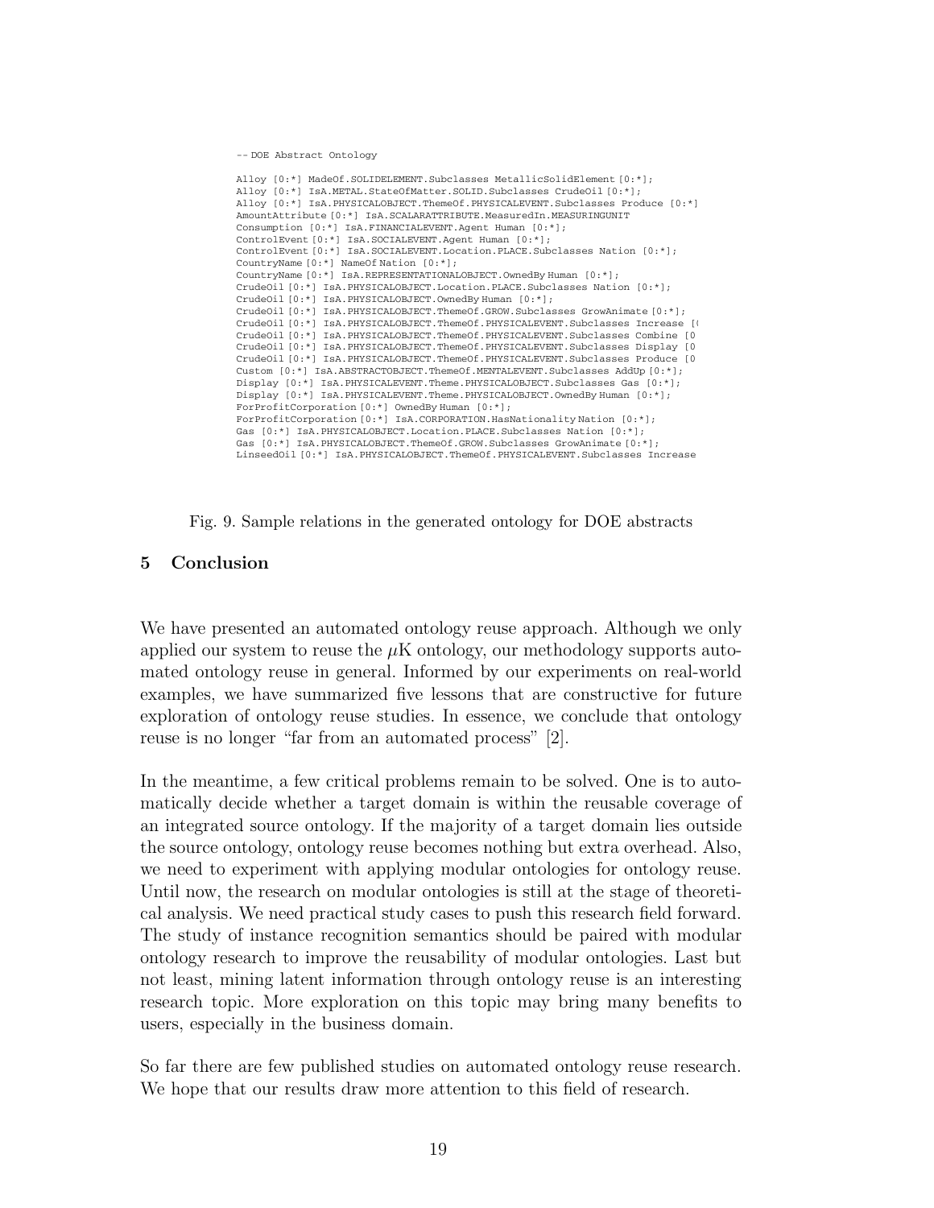```
-- DOE Abstract Ontology

Alloy [0:*] MadeOf.SOLIDELEMENT.Subclasses MetallicSolidElement [0:*];
Alloy [0:*] IsA.METAL.StateOfMatter.SOLID.Subclasses CrudeOil [0:*];
Alloy [0:*] IsA.PHYSICALOBJECT.ThemeOf.PHYSICALEVENT.Subclasses Produce [0:*]
AmountAttribute [0:*] IsA.SCALARATTRIBUTE.MeasuredIn.MEASURINGUNIT
Consumption [0:*] IsA.FINANCIALEVENT.Agent Human [0:*];
ControlEvent [0:*] IsA.SOCIALEVENT.Agent Human [0:*];
ControlEvent [0:*] IsA.SOCIALEVENT.Location.PLACE.Subclasses Nation [0:*];
CountryName [0:*] NameOf Nation [0:*];
CountryName [0:*] IsA.REPRESENTATIONALOBJECT.OwnedBy Human [0:*];
CrudeOil [0:*] IsA.PHYSICALOBJECT.Location.PLACE.Subclasses Nation [0:*];
CrudeOil [0:*] IsA.PHYSICALOBJECT.OwnedBy Human [0:*];
CrudeOil [0:*] IsA.PHYSICALOBJECT.ThemeOf.GROW.Subclasses GrowAnimate [0:*];
CrudeOil [0:*] IsA.PHYSICALOBJECT.ThemeOf.PHYSICALEVENT.Subclasses Increase [(
CrudeOil [0:*] IsA.PHYSICALOBJECT.ThemeOf.PHYSICALEVENT.Subclasses Combine [0
CrudeOil [0:*] IsA.PHYSICALOBJECT.ThemeOf.PHYSICALEVENT.Subclasses Display [0
CrudeOil [0:*] IsA.PHYSICALOBJECT.ThemeOf.PHYSICALEVENT.Subclasses Produce [0
Custom [0:*] IsA.ABSTRACTOBJECT.ThemeOf.MENTALEVENT.Subclasses AddUp [0:*];
Display [0:*] IsA.PHYSICALEVENT.Theme.PHYSICALOBJECT.Subclasses Gas [0:*];
Display [0:*] IsA.PHYSICALEVENT.Theme.PHYSICALOBJECT.OwnedBy Human [0:*];
ForProfitCorporation [0:*] OwnedBy Human [0:*];
ForProfitCorporation [0:*] IsA.CORPORATION.HasNationality Nation [0:*];
Gas [0:*] IsA.PHYSICALOBJECT.Location.PLACE.Subclasses Nation [0:*];
Gas [0:*] IsA.PHYSICALOBJECT.ThemeOf.GROW.Subclasses GrowAnimate [0:*];
LinseedOil [0:*] IsA.PHYSICALOBJECT.ThemeOf.PHYSICALEVENT.Subclasses Increase
```

Fig. 9. Sample relations in the generated ontology for DOE abstracts

## 5 Conclusion

We have presented an automated ontology reuse approach. Although we only applied our system to reuse the $\mu$K ontology, our methodology supports automated ontology reuse in general. Informed by our experiments on real-world examples, we have summarized five lessons that are constructive for future exploration of ontology reuse studies. In essence, we conclude that ontology reuse is no longer "far from an automated process" [2].

In the meantime, a few critical problems remain to be solved. One is to automatically decide whether a target domain is within the reusable coverage of an integrated source ontology. If the majority of a target domain lies outside the source ontology, ontology reuse becomes nothing but extra overhead. Also, we need to experiment with applying modular ontologies for ontology reuse. Until now, the research on modular ontologies is still at the stage of theoretical analysis. We need practical study cases to push this research field forward. The study of instance recognition semantics should be paired with modular ontology research to improve the reusability of modular ontologies. Last but not least, mining latent information through ontology reuse is an interesting research topic. More exploration on this topic may bring many benefits to users, especially in the business domain.

So far there are few published studies on automated ontology reuse research. We hope that our results draw more attention to this field of research.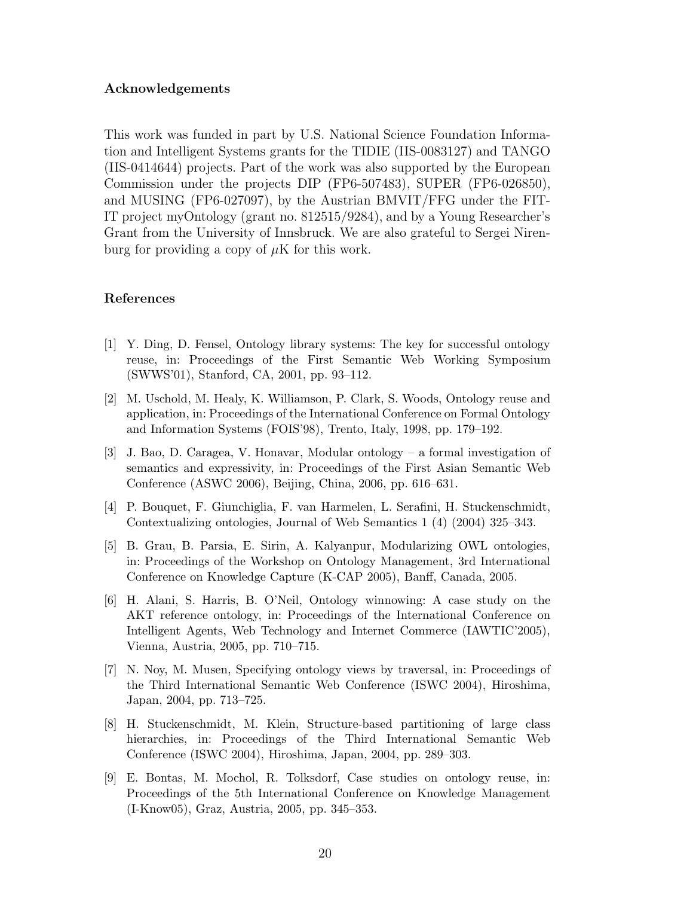## Acknowledgements

This work was funded in part by U.S. National Science Foundation Information and Intelligent Systems grants for the TIDIE (IIS-0083127) and TANGO (IIS-0414644) projects. Part of the work was also supported by the European Commission under the projects DIP (FP6-507483), SUPER (FP6-026850), and MUSING (FP6-027097), by the Austrian BMVIT/FFG under the FIT-IT project myOntology (grant no. 812515/9284), and by a Young Researcher's Grant from the University of Innsbruck. We are also grateful to Sergei Nirenburg for providing a copy of $\mu$K for this work.

## References

[1] Y. Ding, D. Fensel, Ontology library systems: The key for successful ontology reuse, in: Proceedings of the First Semantic Web Working Symposium (SWWS'01), Stanford, CA, 2001, pp. 93–112.

[2] M. Uschold, M. Healy, K. Williamson, P. Clark, S. Woods, Ontology reuse and application, in: Proceedings of the International Conference on Formal Ontology and Information Systems (FOIS'98), Trento, Italy, 1998, pp. 179–192.

[3] J. Bao, D. Caragea, V. Honavar, Modular ontology – a formal investigation of semantics and expressivity, in: Proceedings of the First Asian Semantic Web Conference (ASWC 2006), Beijing, China, 2006, pp. 616–631.

[4] P. Bouquet, F. Giunchiglia, F. van Harmelen, L. Serafini, H. Stuckenschmidt, Contextualizing ontologies, Journal of Web Semantics 1 (4) (2004) 325–343.

[5] B. Grau, B. Parsia, E. Sirin, A. Kalyanpur, Modularizing OWL ontologies, in: Proceedings of the Workshop on Ontology Management, 3rd International Conference on Knowledge Capture (K-CAP 2005), Banff, Canada, 2005.

[6] H. Alani, S. Harris, B. O'Neil, Ontology winnowing: A case study on the AKT reference ontology, in: Proceedings of the International Conference on Intelligent Agents, Web Technology and Internet Commerce (IAWTIC'2005), Vienna, Austria, 2005, pp. 710–715.

[7] N. Noy, M. Musen, Specifying ontology views by traversal, in: Proceedings of the Third International Semantic Web Conference (ISWC 2004), Hiroshima, Japan, 2004, pp. 713–725.

[8] H. Stuckenschmidt, M. Klein, Structure-based partitioning of large class hierarchies, in: Proceedings of the Third International Semantic Web Conference (ISWC 2004), Hiroshima, Japan, 2004, pp. 289–303.

[9] E. Bontas, M. Mochol, R. Tolksdorf, Case studies on ontology reuse, in: Proceedings of the 5th International Conference on Knowledge Management (I-Know05), Graz, Austria, 2005, pp. 345–353.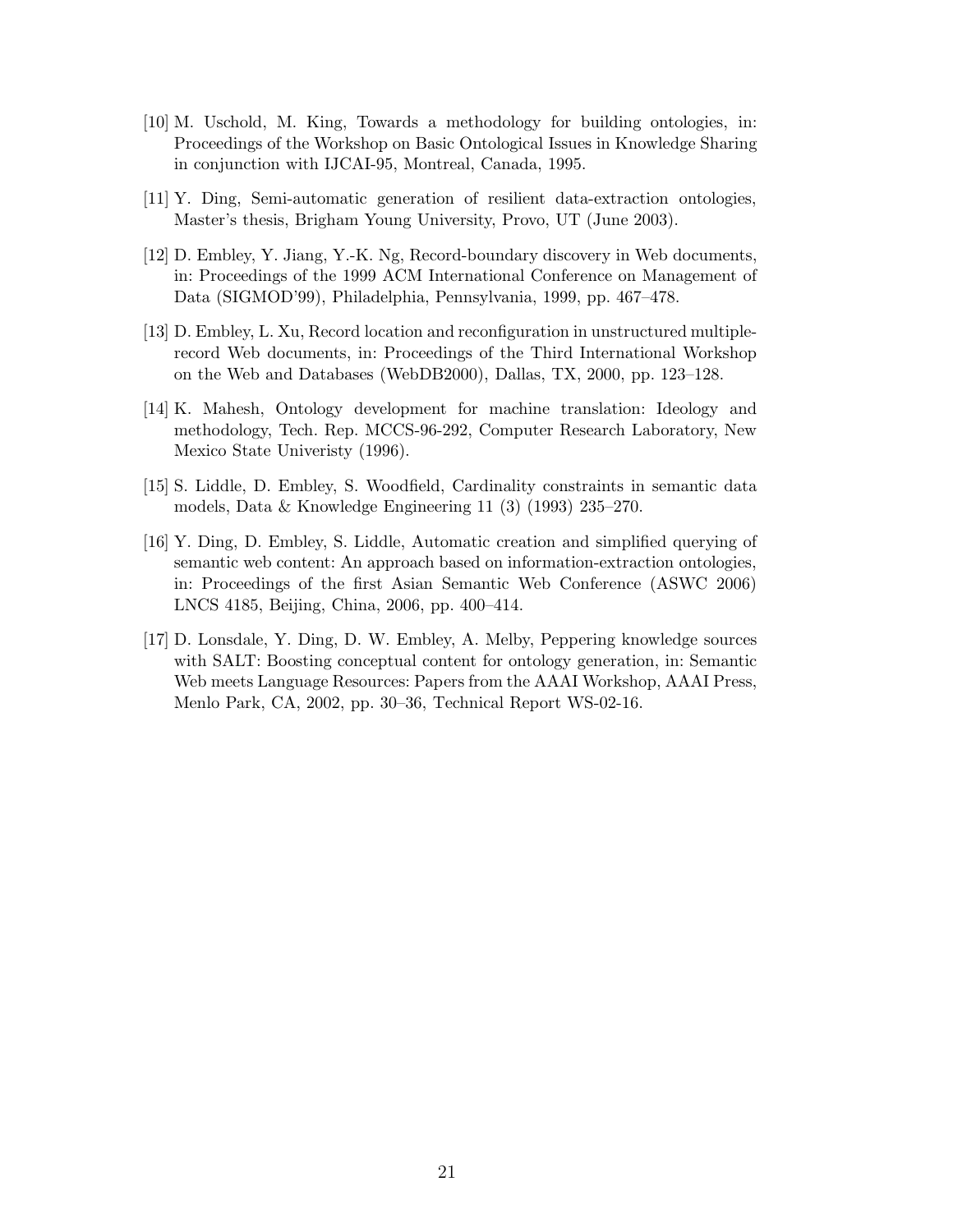[10] M. Uschold, M. King, Towards a methodology for building ontologies, in: Proceedings of the Workshop on Basic Ontological Issues in Knowledge Sharing in conjunction with IJCAI-95, Montreal, Canada, 1995.

[11] Y. Ding, Semi-automatic generation of resilient data-extraction ontologies, Master's thesis, Brigham Young University, Provo, UT (June 2003).

[12] D. Embley, Y. Jiang, Y.-K. Ng, Record-boundary discovery in Web documents, in: Proceedings of the 1999 ACM International Conference on Management of Data (SIGMOD'99), Philadelphia, Pennsylvania, 1999, pp. 467–478.

[13] D. Embley, L. Xu, Record location and reconfiguration in unstructured multiple-record Web documents, in: Proceedings of the Third International Workshop on the Web and Databases (WebDB2000), Dallas, TX, 2000, pp. 123–128.

[14] K. Mahesh, Ontology development for machine translation: Ideology and methodology, Tech. Rep. MCCS-96-292, Computer Research Laboratory, New Mexico State Univeristy (1996).

[15] S. Liddle, D. Embley, S. Woodfield, Cardinality constraints in semantic data models, Data & Knowledge Engineering 11 (3) (1993) 235–270.

[16] Y. Ding, D. Embley, S. Liddle, Automatic creation and simplified querying of semantic web content: An approach based on information-extraction ontologies, in: Proceedings of the first Asian Semantic Web Conference (ASWC 2006) LNCS 4185, Beijing, China, 2006, pp. 400–414.

[17] D. Lonsdale, Y. Ding, D. W. Embley, A. Melby, Peppering knowledge sources with SALT: Boosting conceptual content for ontology generation, in: Semantic Web meets Language Resources: Papers from the AAAI Workshop, AAAI Press, Menlo Park, CA, 2002, pp. 30–36, Technical Report WS-02-16.